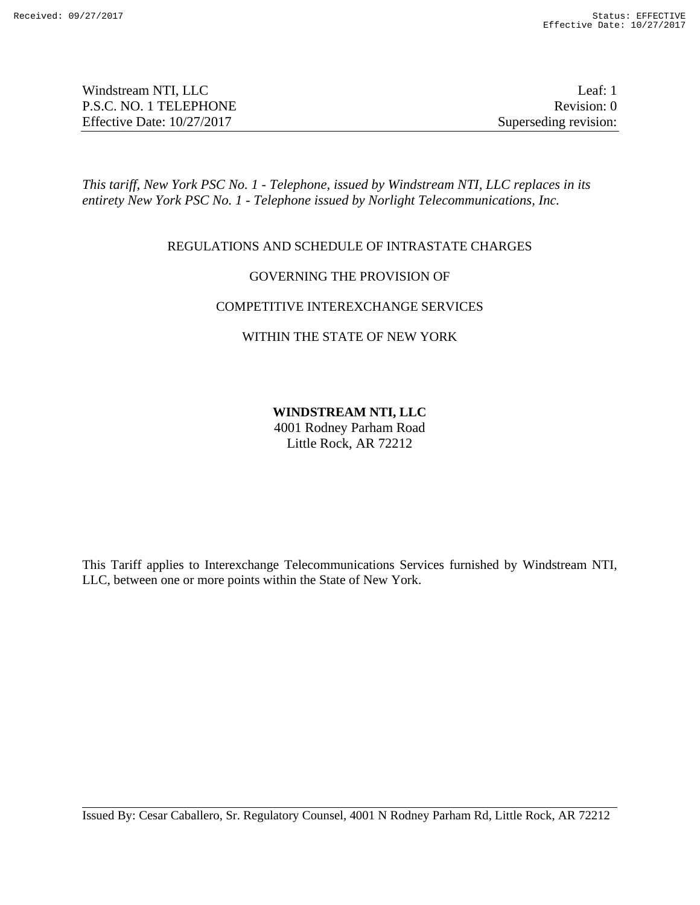*This tariff, New York PSC No. 1 - Telephone, issued by Windstream NTI, LLC replaces in its entirety New York PSC No. 1 - Telephone issued by Norlight Telecommunications, Inc.*

REGULATIONS AND SCHEDULE OF INTRASTATE CHARGES

GOVERNING THE PROVISION OF

COMPETITIVE INTEREXCHANGE SERVICES

WITHIN THE STATE OF NEW YORK

**WINDSTREAM NTI, LLC**
4001 Rodney Parham Road
Little Rock, AR 72212

This Tariff applies to Interexchange Telecommunications Services furnished by Windstream NTI, LLC, between one or more points within the State of New York.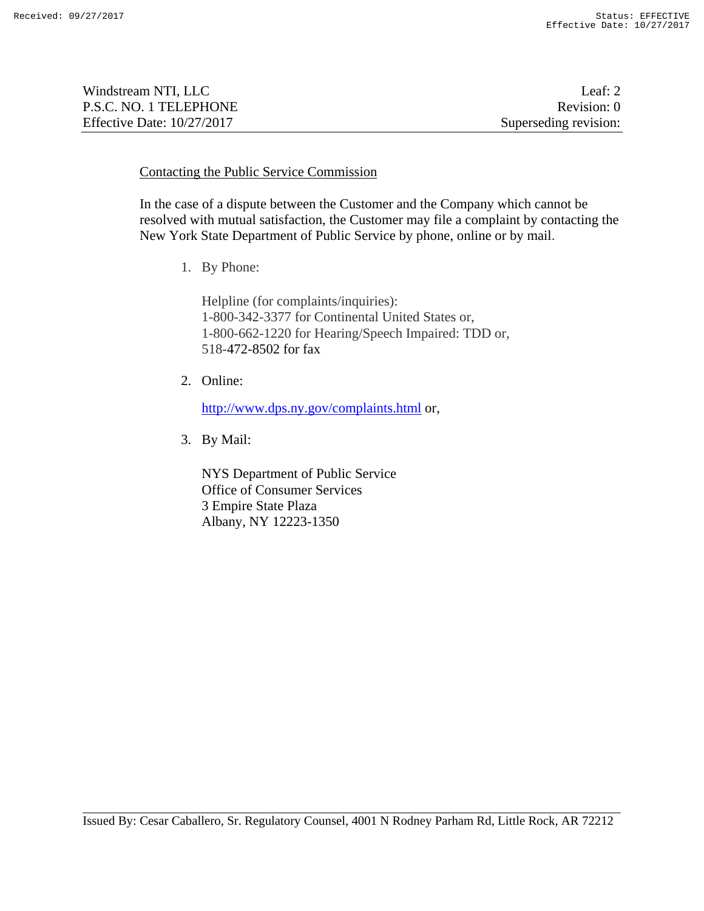## Contacting the Public Service Commission

In the case of a dispute between the Customer and the Company which cannot be resolved with mutual satisfaction, the Customer may file a complaint by contacting the New York State Department of Public Service by phone, online or by mail.

1. By Phone:

   Helpline (for complaints/inquiries):
   1-800-342-3377 for Continental United States or,
   1-800-662-1220 for Hearing/Speech Impaired: TDD or,
   518-472-8502 for fax

2. Online:

   http://www.dps.ny.gov/complaints.html or,

3. By Mail:

   NYS Department of Public Service
   Office of Consumer Services
   3 Empire State Plaza
   Albany, NY 12223-1350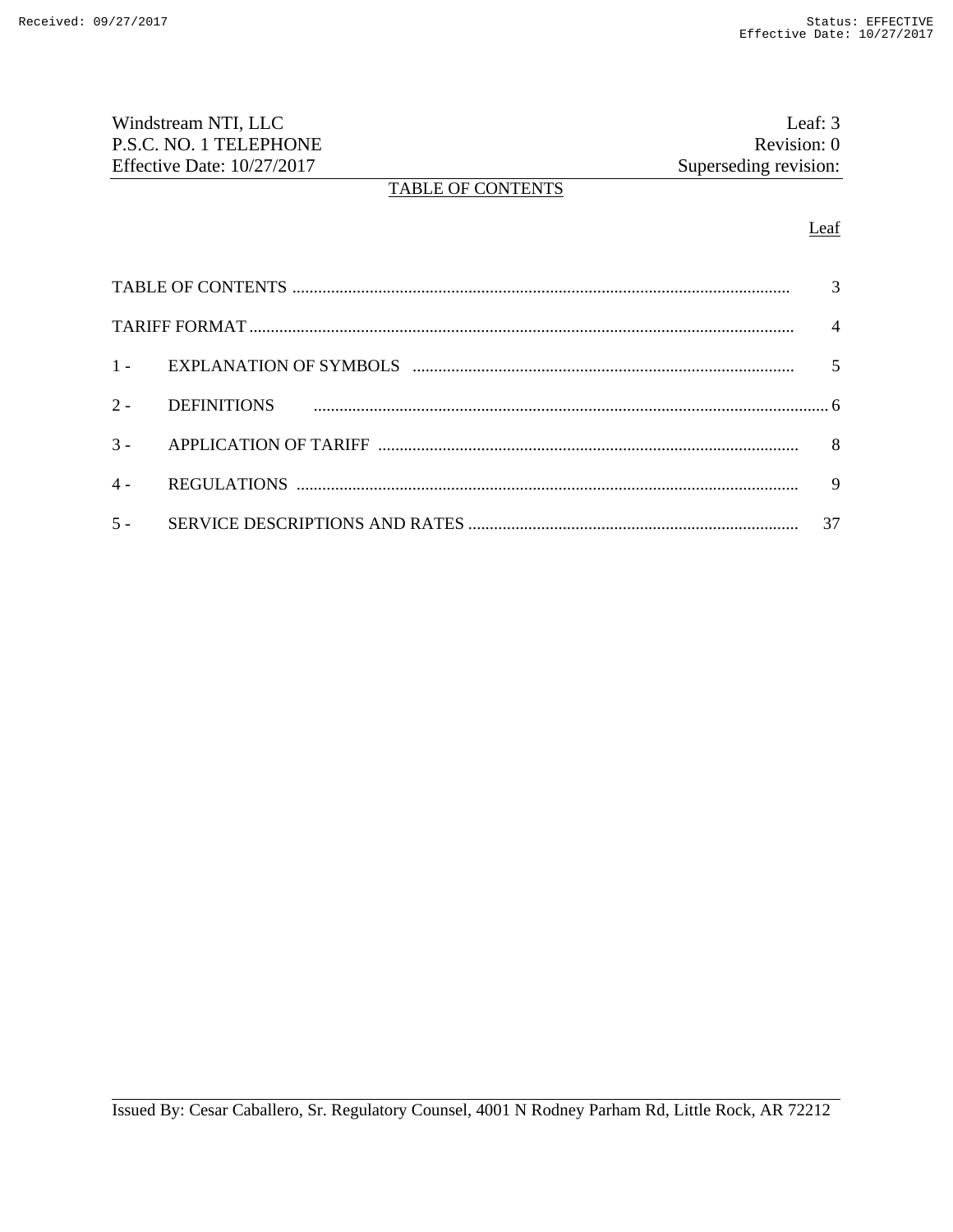# TABLE OF CONTENTS

| | | Leaf |
|---|---|---|
| TABLE OF CONTENTS | | 3 |
| TARIFF FORMAT | | 4 |
| 1 - | EXPLANATION OF SYMBOLS | 5 |
| 2 - | DEFINITIONS | 6 |
| 3 - | APPLICATION OF TARIFF | 8 |
| 4 - | REGULATIONS | 9 |
| 5 - | SERVICE DESCRIPTIONS AND RATES | 37 |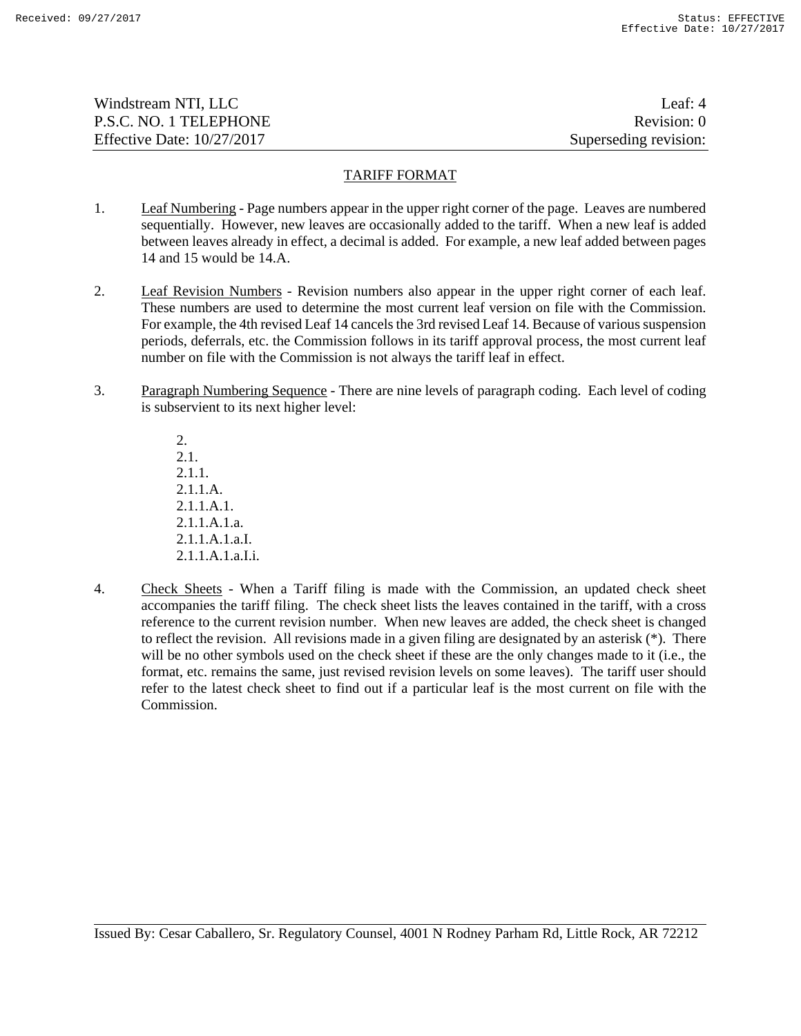## TARIFF FORMAT

1. Leaf Numbering - Page numbers appear in the upper right corner of the page. Leaves are numbered sequentially. However, new leaves are occasionally added to the tariff. When a new leaf is added between leaves already in effect, a decimal is added. For example, a new leaf added between pages 14 and 15 would be 14.A.

2. Leaf Revision Numbers - Revision numbers also appear in the upper right corner of each leaf. These numbers are used to determine the most current leaf version on file with the Commission. For example, the 4th revised Leaf 14 cancels the 3rd revised Leaf 14. Because of various suspension periods, deferrals, etc. the Commission follows in its tariff approval process, the most current leaf number on file with the Commission is not always the tariff leaf in effect.

3. Paragraph Numbering Sequence - There are nine levels of paragraph coding. Each level of coding is subservient to its next higher level:

   2.
   2.1.
   2.1.1.
   2.1.1.A.
   2.1.1.A.1.
   2.1.1.A.1.a.
   2.1.1.A.1.a.I.
   2.1.1.A.1.a.I.i.

4. Check Sheets - When a Tariff filing is made with the Commission, an updated check sheet accompanies the tariff filing. The check sheet lists the leaves contained in the tariff, with a cross reference to the current revision number. When new leaves are added, the check sheet is changed to reflect the revision. All revisions made in a given filing are designated by an asterisk (*). There will be no other symbols used on the check sheet if these are the only changes made to it (i.e., the format, etc. remains the same, just revised revision levels on some leaves). The tariff user should refer to the latest check sheet to find out if a particular leaf is the most current on file with the Commission.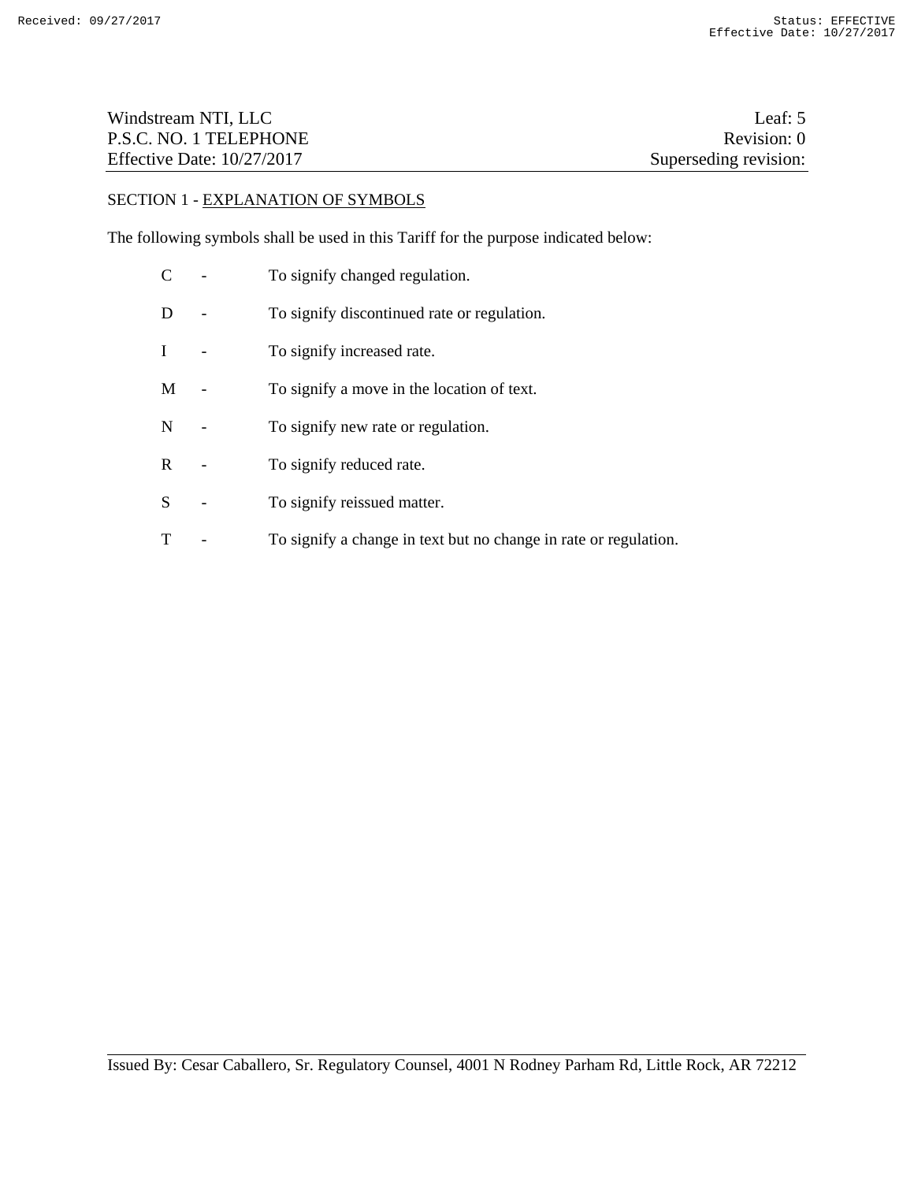## SECTION 1 - EXPLANATION OF SYMBOLS

The following symbols shall be used in this Tariff for the purpose indicated below:

- C - To signify changed regulation.
- D - To signify discontinued rate or regulation.
- I - To signify increased rate.
- M - To signify a move in the location of text.
- N - To signify new rate or regulation.
- R - To signify reduced rate.
- S - To signify reissued matter.
- T - To signify a change in text but no change in rate or regulation.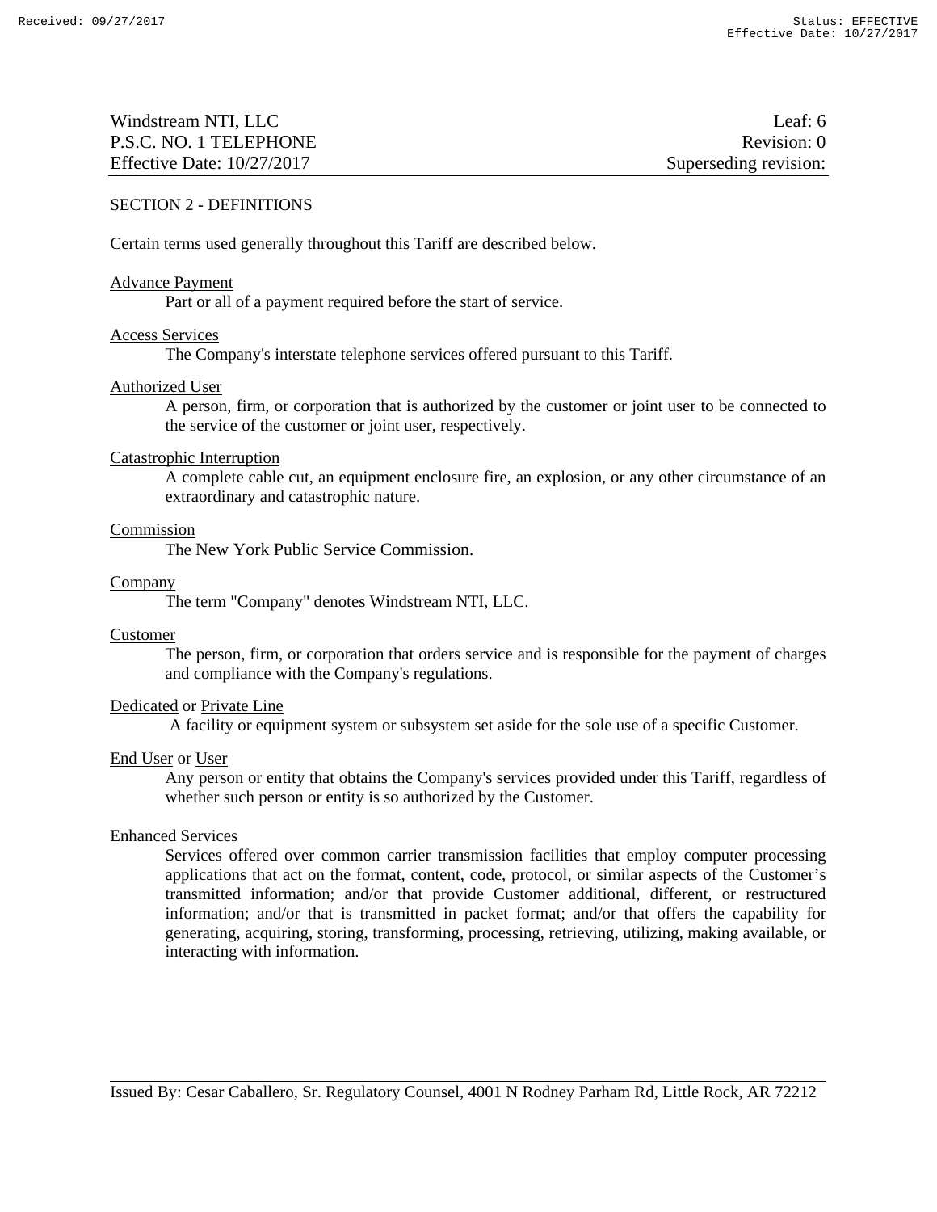## SECTION 2 - DEFINITIONS

Certain terms used generally throughout this Tariff are described below.

Advance Payment
: Part or all of a payment required before the start of service.

Access Services
: The Company's interstate telephone services offered pursuant to this Tariff.

Authorized User
: A person, firm, or corporation that is authorized by the customer or joint user to be connected to the service of the customer or joint user, respectively.

Catastrophic Interruption
: A complete cable cut, an equipment enclosure fire, an explosion, or any other circumstance of an extraordinary and catastrophic nature.

Commission
: The New York Public Service Commission.

Company
: The term "Company" denotes Windstream NTI, LLC.

Customer
: The person, firm, or corporation that orders service and is responsible for the payment of charges and compliance with the Company's regulations.

Dedicated or Private Line
: A facility or equipment system or subsystem set aside for the sole use of a specific Customer.

End User or User
: Any person or entity that obtains the Company's services provided under this Tariff, regardless of whether such person or entity is so authorized by the Customer.

Enhanced Services
: Services offered over common carrier transmission facilities that employ computer processing applications that act on the format, content, code, protocol, or similar aspects of the Customer's transmitted information; and/or that provide Customer additional, different, or restructured information; and/or that is transmitted in packet format; and/or that offers the capability for generating, acquiring, storing, transforming, processing, retrieving, utilizing, making available, or interacting with information.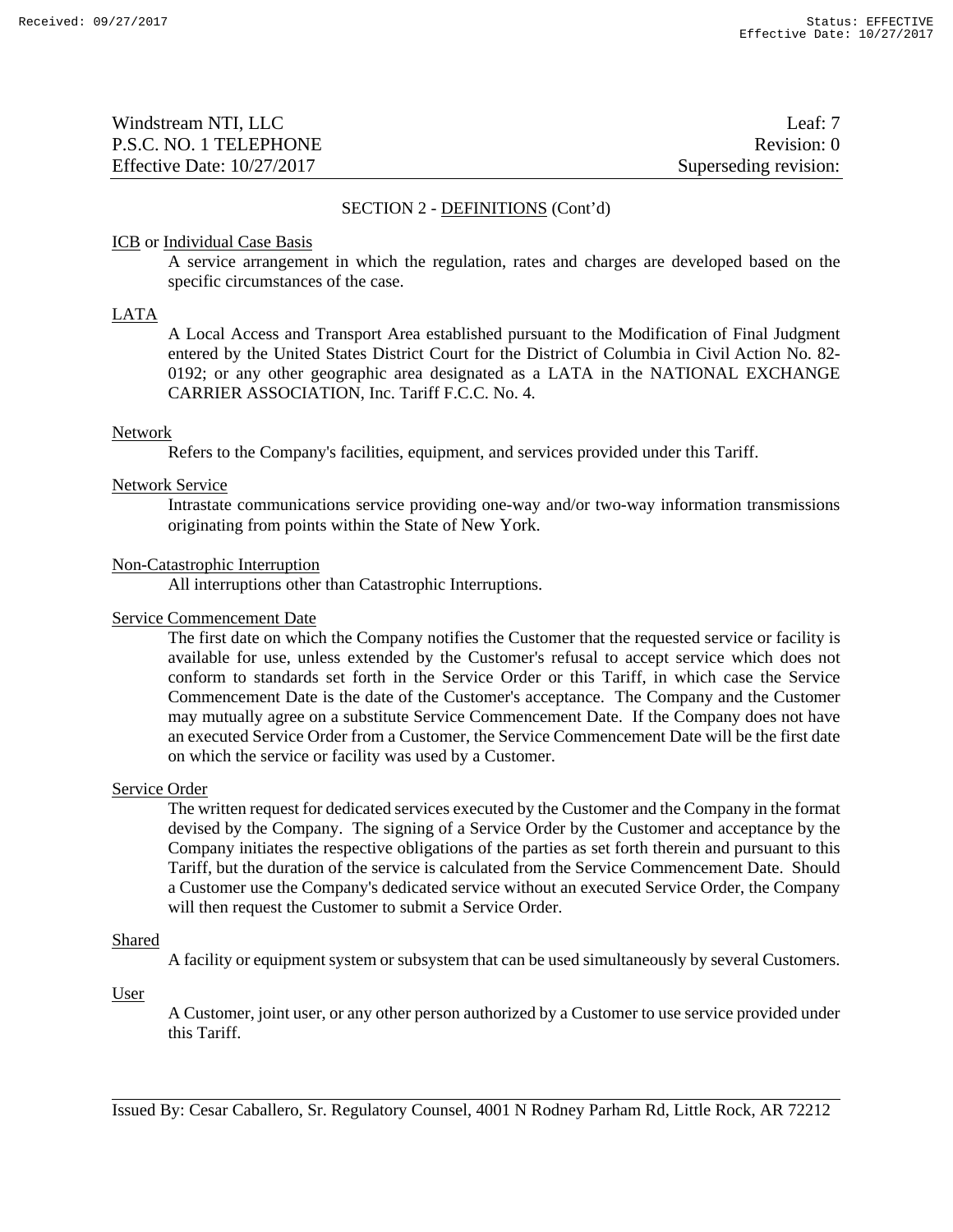## SECTION 2 - DEFINITIONS (Cont'd)

ICB or Individual Case Basis

A service arrangement in which the regulation, rates and charges are developed based on the specific circumstances of the case.

LATA

A Local Access and Transport Area established pursuant to the Modification of Final Judgment entered by the United States District Court for the District of Columbia in Civil Action No. 82-0192; or any other geographic area designated as a LATA in the NATIONAL EXCHANGE CARRIER ASSOCIATION, Inc. Tariff F.C.C. No. 4.

Network

Refers to the Company's facilities, equipment, and services provided under this Tariff.

Network Service

Intrastate communications service providing one-way and/or two-way information transmissions originating from points within the State of New York.

Non-Catastrophic Interruption

All interruptions other than Catastrophic Interruptions.

Service Commencement Date

The first date on which the Company notifies the Customer that the requested service or facility is available for use, unless extended by the Customer's refusal to accept service which does not conform to standards set forth in the Service Order or this Tariff, in which case the Service Commencement Date is the date of the Customer's acceptance. The Company and the Customer may mutually agree on a substitute Service Commencement Date. If the Company does not have an executed Service Order from a Customer, the Service Commencement Date will be the first date on which the service or facility was used by a Customer.

Service Order

The written request for dedicated services executed by the Customer and the Company in the format devised by the Company. The signing of a Service Order by the Customer and acceptance by the Company initiates the respective obligations of the parties as set forth therein and pursuant to this Tariff, but the duration of the service is calculated from the Service Commencement Date. Should a Customer use the Company's dedicated service without an executed Service Order, the Company will then request the Customer to submit a Service Order.

Shared

A facility or equipment system or subsystem that can be used simultaneously by several Customers.

User

A Customer, joint user, or any other person authorized by a Customer to use service provided under this Tariff.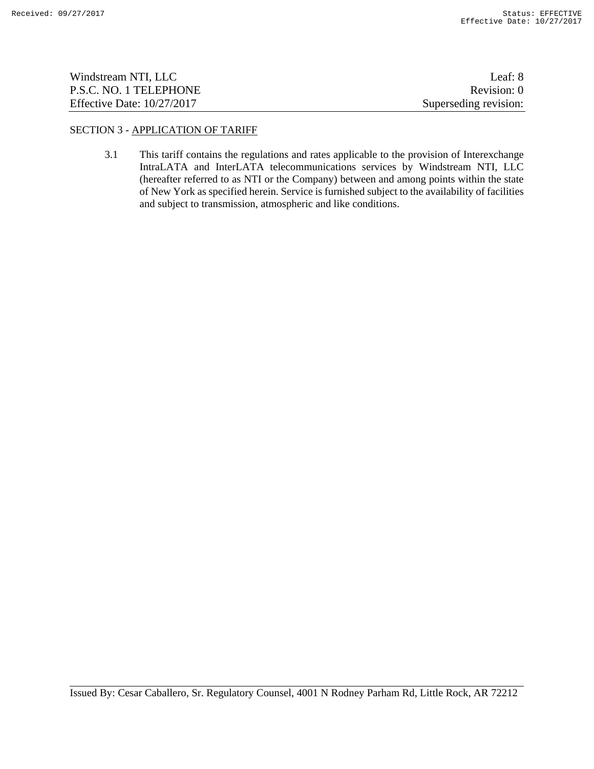## SECTION 3 - APPLICATION OF TARIFF

3.1 This tariff contains the regulations and rates applicable to the provision of Interexchange IntraLATA and InterLATA telecommunications services by Windstream NTI, LLC (hereafter referred to as NTI or the Company) between and among points within the state of New York as specified herein. Service is furnished subject to the availability of facilities and subject to transmission, atmospheric and like conditions.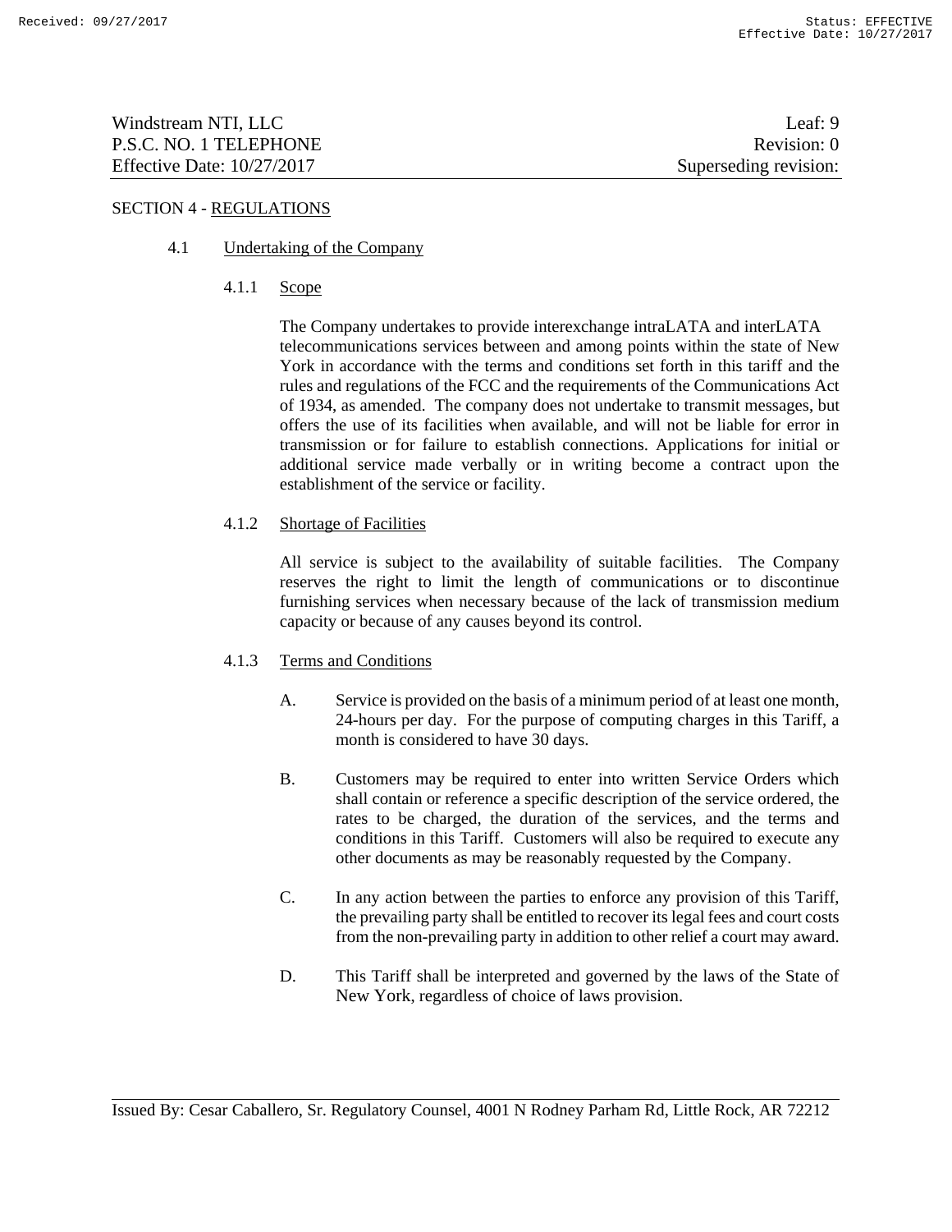## SECTION 4 - REGULATIONS

### 4.1 Undertaking of the Company

#### 4.1.1 Scope

The Company undertakes to provide interexchange intraLATA and interLATA telecommunications services between and among points within the state of New York in accordance with the terms and conditions set forth in this tariff and the rules and regulations of the FCC and the requirements of the Communications Act of 1934, as amended. The company does not undertake to transmit messages, but offers the use of its facilities when available, and will not be liable for error in transmission or for failure to establish connections. Applications for initial or additional service made verbally or in writing become a contract upon the establishment of the service or facility.

#### 4.1.2 Shortage of Facilities

All service is subject to the availability of suitable facilities. The Company reserves the right to limit the length of communications or to discontinue furnishing services when necessary because of the lack of transmission medium capacity or because of any causes beyond its control.

#### 4.1.3 Terms and Conditions

A. Service is provided on the basis of a minimum period of at least one month, 24-hours per day. For the purpose of computing charges in this Tariff, a month is considered to have 30 days.

B. Customers may be required to enter into written Service Orders which shall contain or reference a specific description of the service ordered, the rates to be charged, the duration of the services, and the terms and conditions in this Tariff. Customers will also be required to execute any other documents as may be reasonably requested by the Company.

C. In any action between the parties to enforce any provision of this Tariff, the prevailing party shall be entitled to recover its legal fees and court costs from the non-prevailing party in addition to other relief a court may award.

D. This Tariff shall be interpreted and governed by the laws of the State of New York, regardless of choice of laws provision.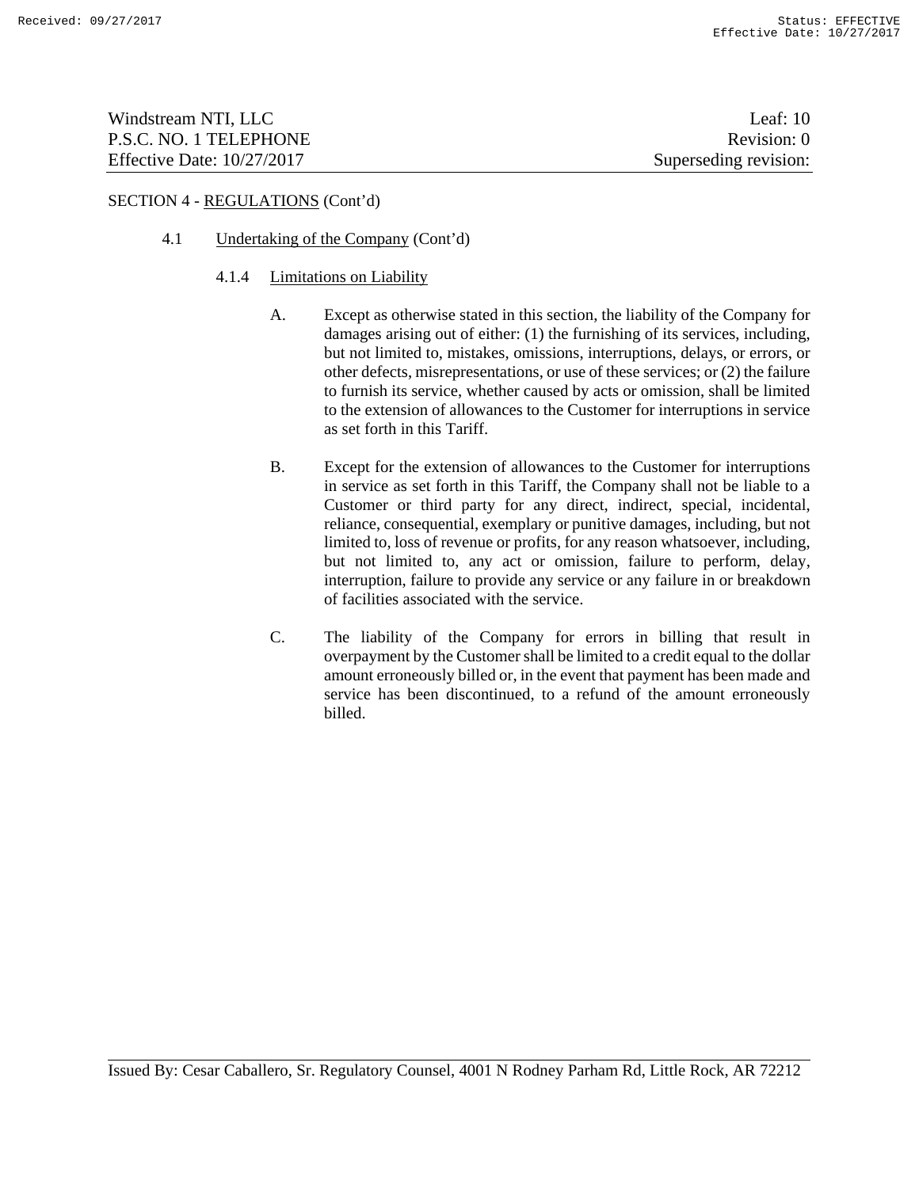SECTION 4 - REGULATIONS (Cont'd)

4.1 Undertaking of the Company (Cont'd)

4.1.4 Limitations on Liability

A. Except as otherwise stated in this section, the liability of the Company for damages arising out of either: (1) the furnishing of its services, including, but not limited to, mistakes, omissions, interruptions, delays, or errors, or other defects, misrepresentations, or use of these services; or (2) the failure to furnish its service, whether caused by acts or omission, shall be limited to the extension of allowances to the Customer for interruptions in service as set forth in this Tariff.

B. Except for the extension of allowances to the Customer for interruptions in service as set forth in this Tariff, the Company shall not be liable to a Customer or third party for any direct, indirect, special, incidental, reliance, consequential, exemplary or punitive damages, including, but not limited to, loss of revenue or profits, for any reason whatsoever, including, but not limited to, any act or omission, failure to perform, delay, interruption, failure to provide any service or any failure in or breakdown of facilities associated with the service.

C. The liability of the Company for errors in billing that result in overpayment by the Customer shall be limited to a credit equal to the dollar amount erroneously billed or, in the event that payment has been made and service has been discontinued, to a refund of the amount erroneously billed.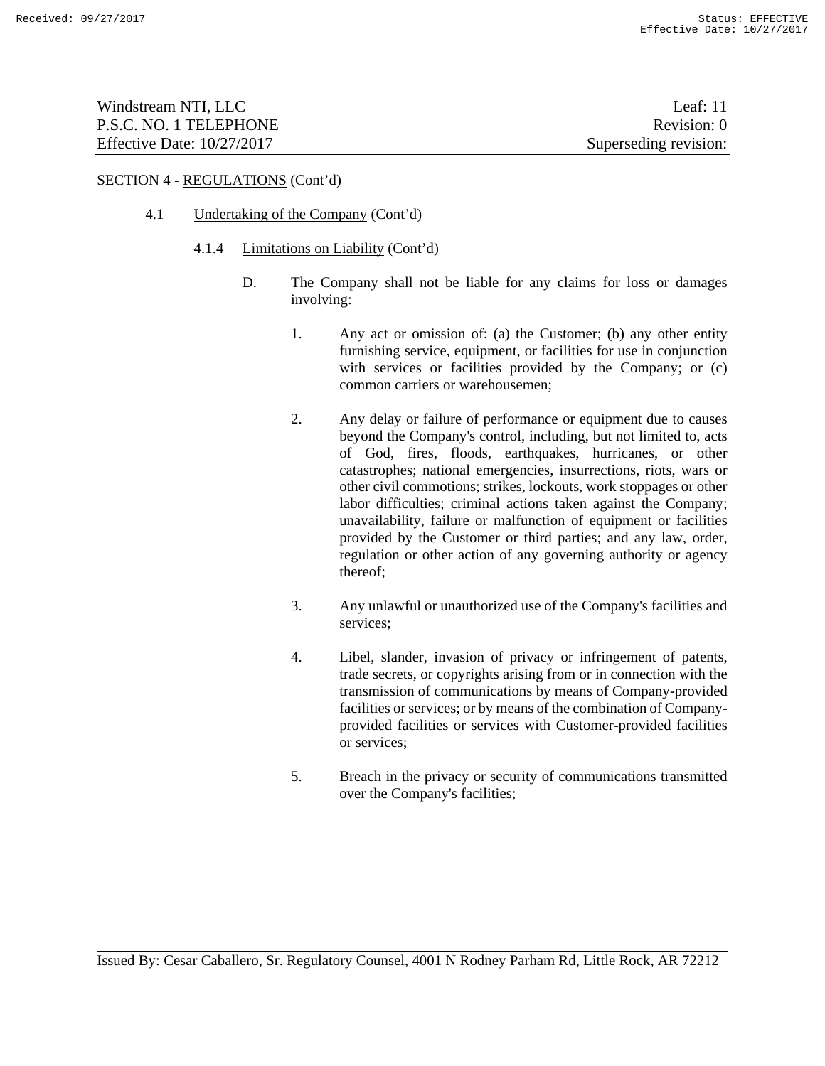SECTION 4 - REGULATIONS (Cont'd)

4.1 Undertaking of the Company (Cont'd)

4.1.4 Limitations on Liability (Cont'd)

D. The Company shall not be liable for any claims for loss or damages involving:

1. Any act or omission of: (a) the Customer; (b) any other entity furnishing service, equipment, or facilities for use in conjunction with services or facilities provided by the Company; or (c) common carriers or warehousemen;

2. Any delay or failure of performance or equipment due to causes beyond the Company's control, including, but not limited to, acts of God, fires, floods, earthquakes, hurricanes, or other catastrophes; national emergencies, insurrections, riots, wars or other civil commotions; strikes, lockouts, work stoppages or other labor difficulties; criminal actions taken against the Company; unavailability, failure or malfunction of equipment or facilities provided by the Customer or third parties; and any law, order, regulation or other action of any governing authority or agency thereof;

3. Any unlawful or unauthorized use of the Company's facilities and services;

4. Libel, slander, invasion of privacy or infringement of patents, trade secrets, or copyrights arising from or in connection with the transmission of communications by means of Company-provided facilities or services; or by means of the combination of Company-provided facilities or services with Customer-provided facilities or services;

5. Breach in the privacy or security of communications transmitted over the Company's facilities;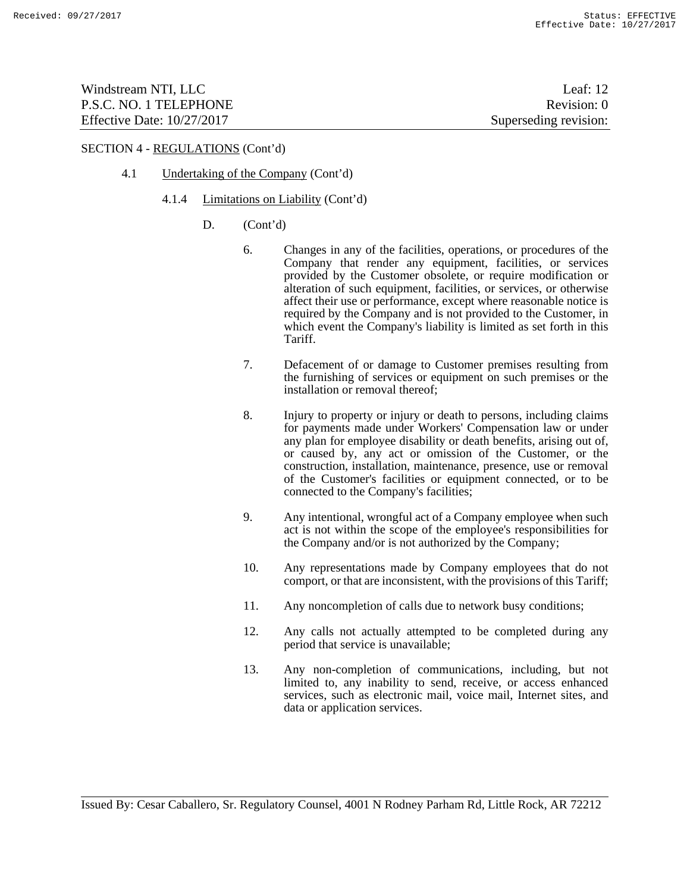SECTION 4 - REGULATIONS (Cont'd)

4.1 Undertaking of the Company (Cont'd)

4.1.4 Limitations on Liability (Cont'd)

D. (Cont'd)

6. Changes in any of the facilities, operations, or procedures of the Company that render any equipment, facilities, or services provided by the Customer obsolete, or require modification or alteration of such equipment, facilities, or services, or otherwise affect their use or performance, except where reasonable notice is required by the Company and is not provided to the Customer, in which event the Company's liability is limited as set forth in this Tariff.

7. Defacement of or damage to Customer premises resulting from the furnishing of services or equipment on such premises or the installation or removal thereof;

8. Injury to property or injury or death to persons, including claims for payments made under Workers' Compensation law or under any plan for employee disability or death benefits, arising out of, or caused by, any act or omission of the Customer, or the construction, installation, maintenance, presence, use or removal of the Customer's facilities or equipment connected, or to be connected to the Company's facilities;

9. Any intentional, wrongful act of a Company employee when such act is not within the scope of the employee's responsibilities for the Company and/or is not authorized by the Company;

10. Any representations made by Company employees that do not comport, or that are inconsistent, with the provisions of this Tariff;

11. Any noncompletion of calls due to network busy conditions;

12. Any calls not actually attempted to be completed during any period that service is unavailable;

13. Any non-completion of communications, including, but not limited to, any inability to send, receive, or access enhanced services, such as electronic mail, voice mail, Internet sites, and data or application services.

Issued By: Cesar Caballero, Sr. Regulatory Counsel, 4001 N Rodney Parham Rd, Little Rock, AR 72212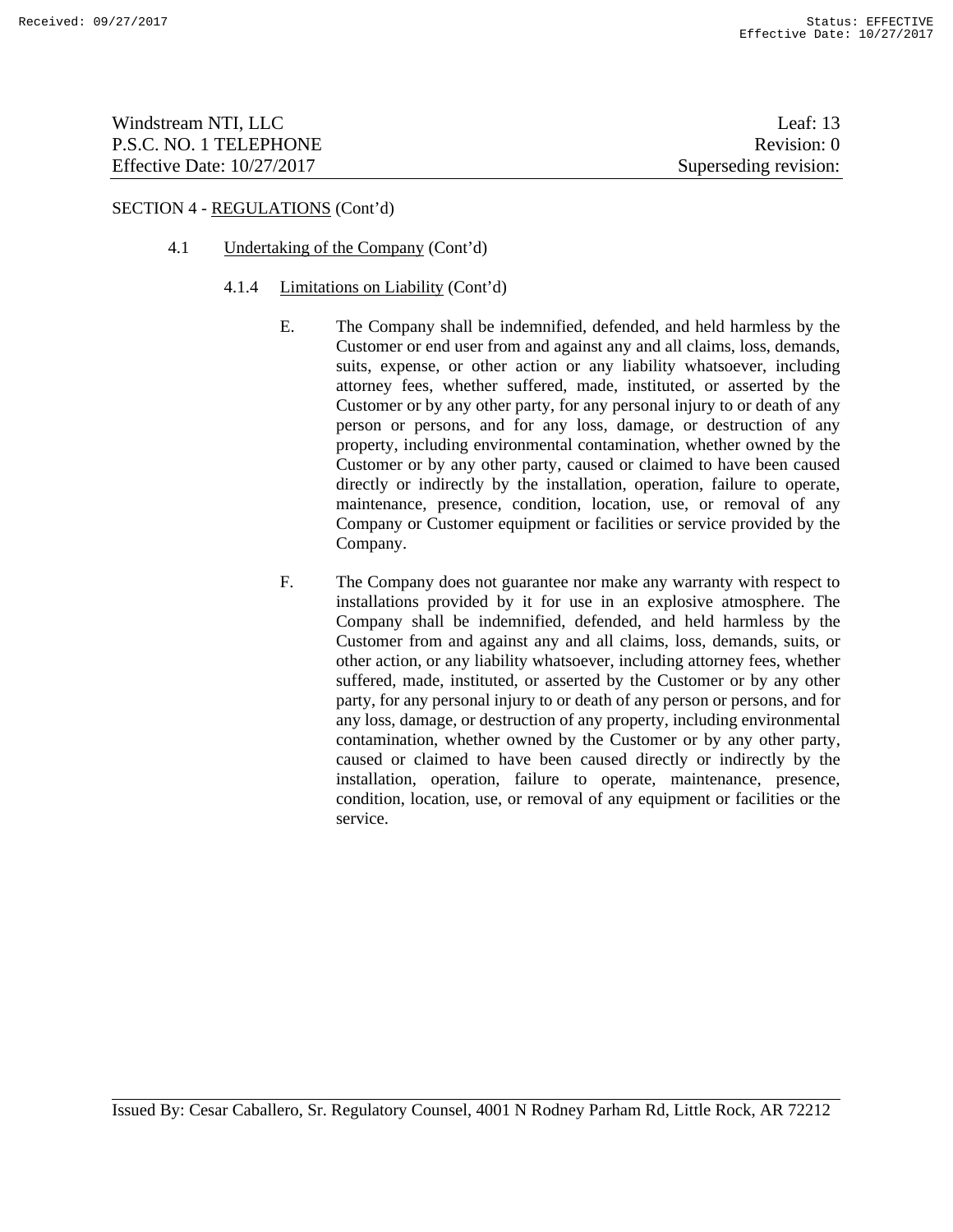SECTION 4 - REGULATIONS (Cont'd)

4.1 Undertaking of the Company (Cont'd)

4.1.4 Limitations on Liability (Cont'd)

E. The Company shall be indemnified, defended, and held harmless by the Customer or end user from and against any and all claims, loss, demands, suits, expense, or other action or any liability whatsoever, including attorney fees, whether suffered, made, instituted, or asserted by the Customer or by any other party, for any personal injury to or death of any person or persons, and for any loss, damage, or destruction of any property, including environmental contamination, whether owned by the Customer or by any other party, caused or claimed to have been caused directly or indirectly by the installation, operation, failure to operate, maintenance, presence, condition, location, use, or removal of any Company or Customer equipment or facilities or service provided by the Company.

F. The Company does not guarantee nor make any warranty with respect to installations provided by it for use in an explosive atmosphere. The Company shall be indemnified, defended, and held harmless by the Customer from and against any and all claims, loss, demands, suits, or other action, or any liability whatsoever, including attorney fees, whether suffered, made, instituted, or asserted by the Customer or by any other party, for any personal injury to or death of any person or persons, and for any loss, damage, or destruction of any property, including environmental contamination, whether owned by the Customer or by any other party, caused or claimed to have been caused directly or indirectly by the installation, operation, failure to operate, maintenance, presence, condition, location, use, or removal of any equipment or facilities or the service.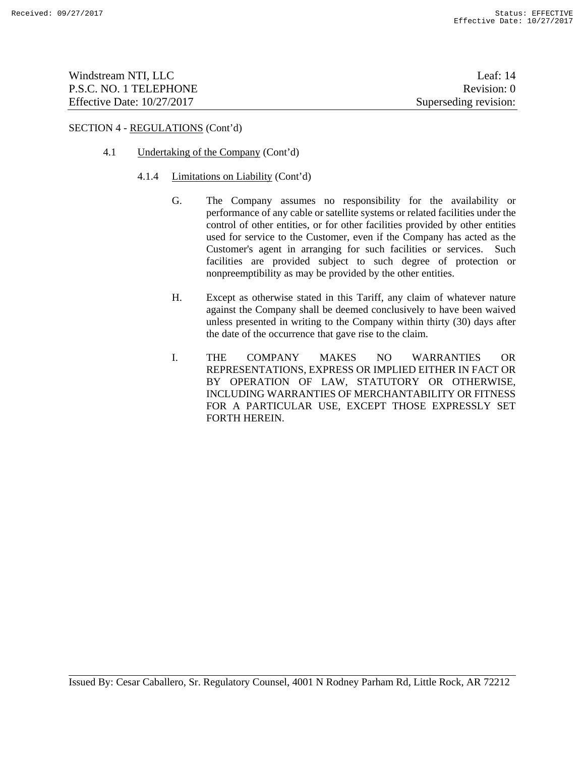SECTION 4 - REGULATIONS (Cont'd)

4.1 Undertaking of the Company (Cont'd)

4.1.4 Limitations on Liability (Cont'd)

G. The Company assumes no responsibility for the availability or performance of any cable or satellite systems or related facilities under the control of other entities, or for other facilities provided by other entities used for service to the Customer, even if the Company has acted as the Customer's agent in arranging for such facilities or services. Such facilities are provided subject to such degree of protection or nonpreemptibility as may be provided by the other entities.

H. Except as otherwise stated in this Tariff, any claim of whatever nature against the Company shall be deemed conclusively to have been waived unless presented in writing to the Company within thirty (30) days after the date of the occurrence that gave rise to the claim.

I. THE COMPANY MAKES NO WARRANTIES OR REPRESENTATIONS, EXPRESS OR IMPLIED EITHER IN FACT OR BY OPERATION OF LAW, STATUTORY OR OTHERWISE, INCLUDING WARRANTIES OF MERCHANTABILITY OR FITNESS FOR A PARTICULAR USE, EXCEPT THOSE EXPRESSLY SET FORTH HEREIN.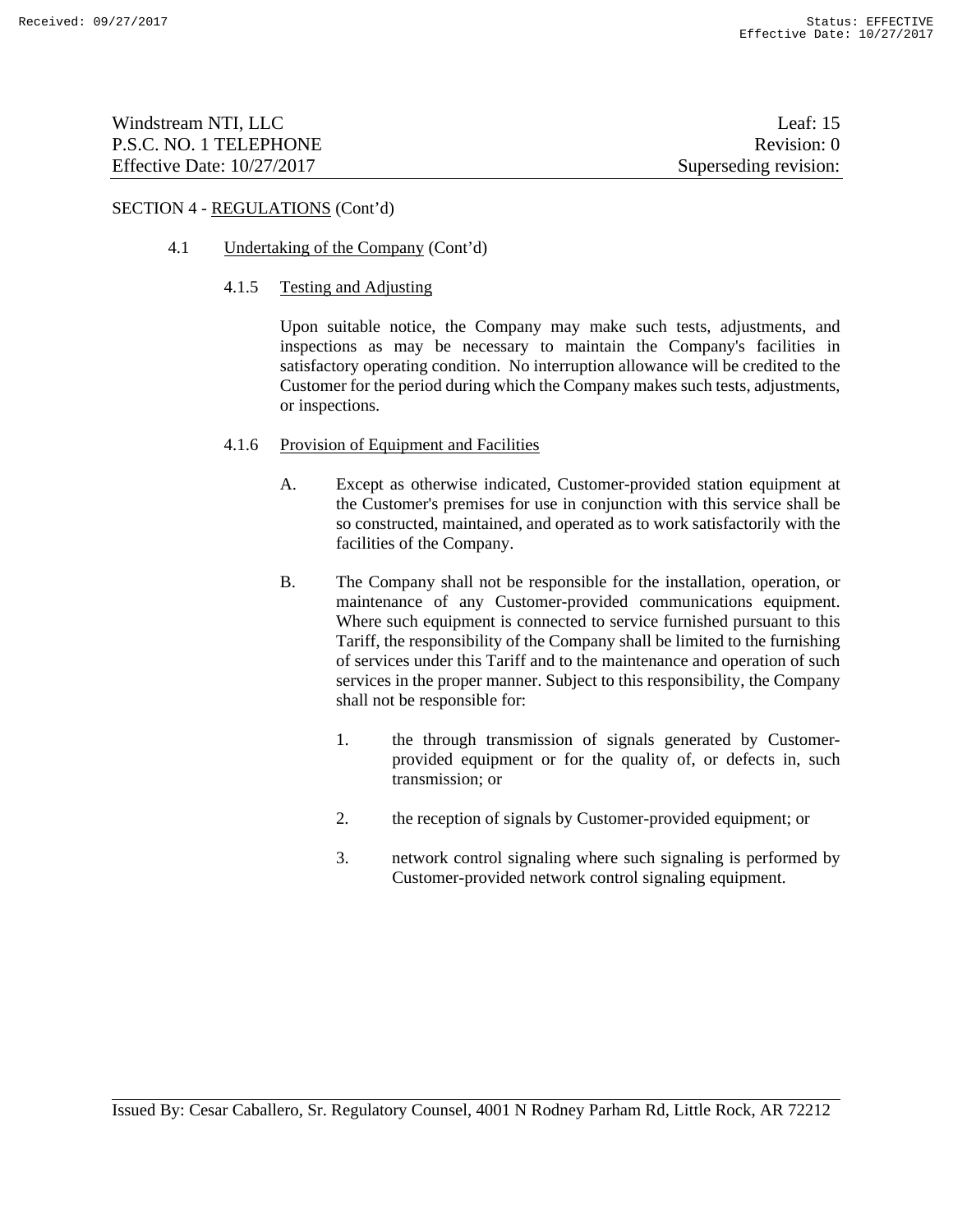SECTION 4 - <u>REGULATIONS</u> (Cont'd)

4.1 <u>Undertaking of the Company</u> (Cont'd)

4.1.5 <u>Testing and Adjusting</u>

Upon suitable notice, the Company may make such tests, adjustments, and inspections as may be necessary to maintain the Company's facilities in satisfactory operating condition. No interruption allowance will be credited to the Customer for the period during which the Company makes such tests, adjustments, or inspections.

4.1.6 <u>Provision of Equipment and Facilities</u>

A. Except as otherwise indicated, Customer-provided station equipment at the Customer's premises for use in conjunction with this service shall be so constructed, maintained, and operated as to work satisfactorily with the facilities of the Company.

B. The Company shall not be responsible for the installation, operation, or maintenance of any Customer-provided communications equipment. Where such equipment is connected to service furnished pursuant to this Tariff, the responsibility of the Company shall be limited to the furnishing of services under this Tariff and to the maintenance and operation of such services in the proper manner. Subject to this responsibility, the Company shall not be responsible for:

1. the through transmission of signals generated by Customer-provided equipment or for the quality of, or defects in, such transmission; or

2. the reception of signals by Customer-provided equipment; or

3. network control signaling where such signaling is performed by Customer-provided network control signaling equipment.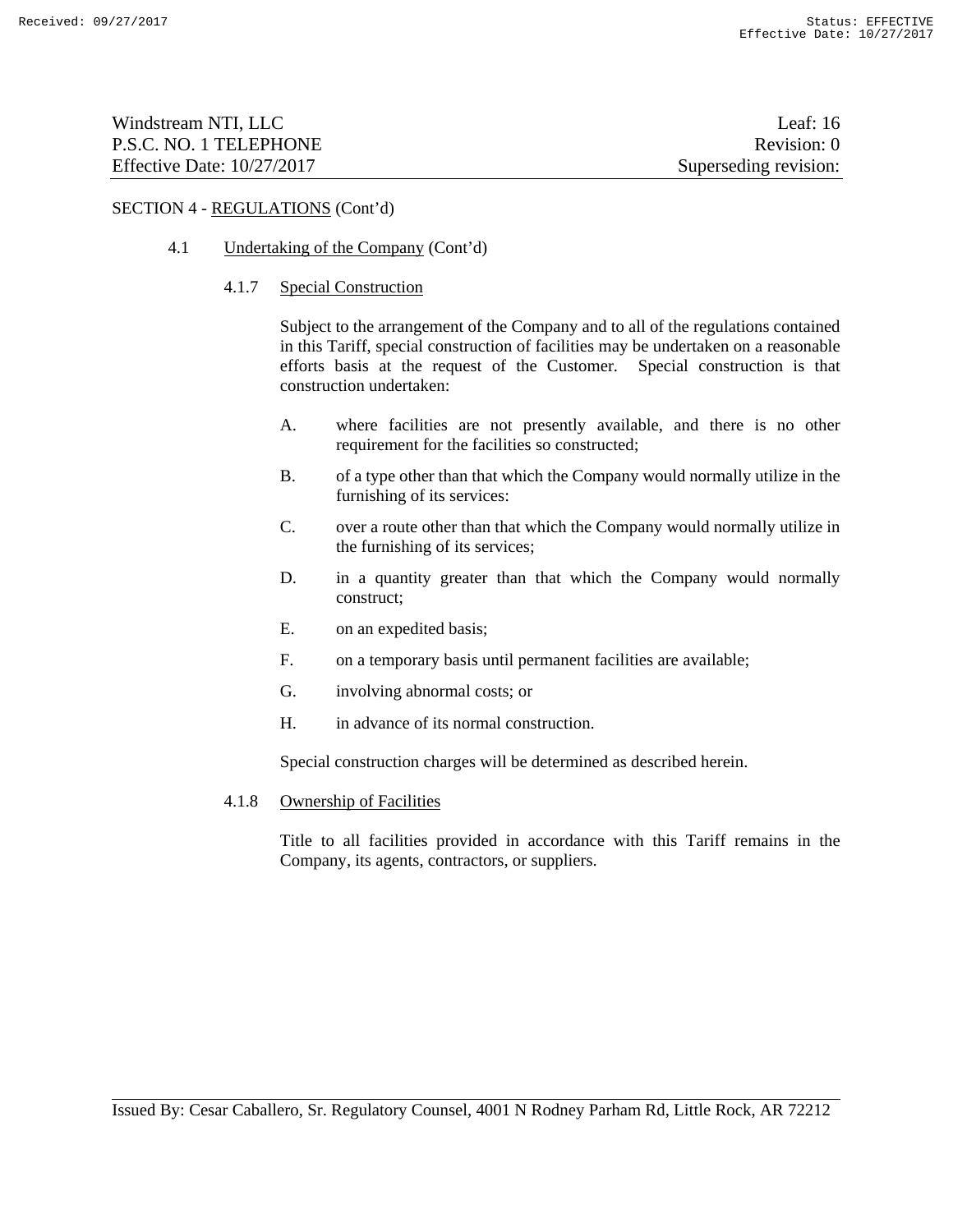SECTION 4 - REGULATIONS (Cont'd)

4.1 Undertaking of the Company (Cont'd)

4.1.7 Special Construction

Subject to the arrangement of the Company and to all of the regulations contained in this Tariff, special construction of facilities may be undertaken on a reasonable efforts basis at the request of the Customer. Special construction is that construction undertaken:

A. where facilities are not presently available, and there is no other requirement for the facilities so constructed;

B. of a type other than that which the Company would normally utilize in the furnishing of its services:

C. over a route other than that which the Company would normally utilize in the furnishing of its services;

D. in a quantity greater than that which the Company would normally construct;

E. on an expedited basis;

F. on a temporary basis until permanent facilities are available;

G. involving abnormal costs; or

H. in advance of its normal construction.

Special construction charges will be determined as described herein.

4.1.8 Ownership of Facilities

Title to all facilities provided in accordance with this Tariff remains in the Company, its agents, contractors, or suppliers.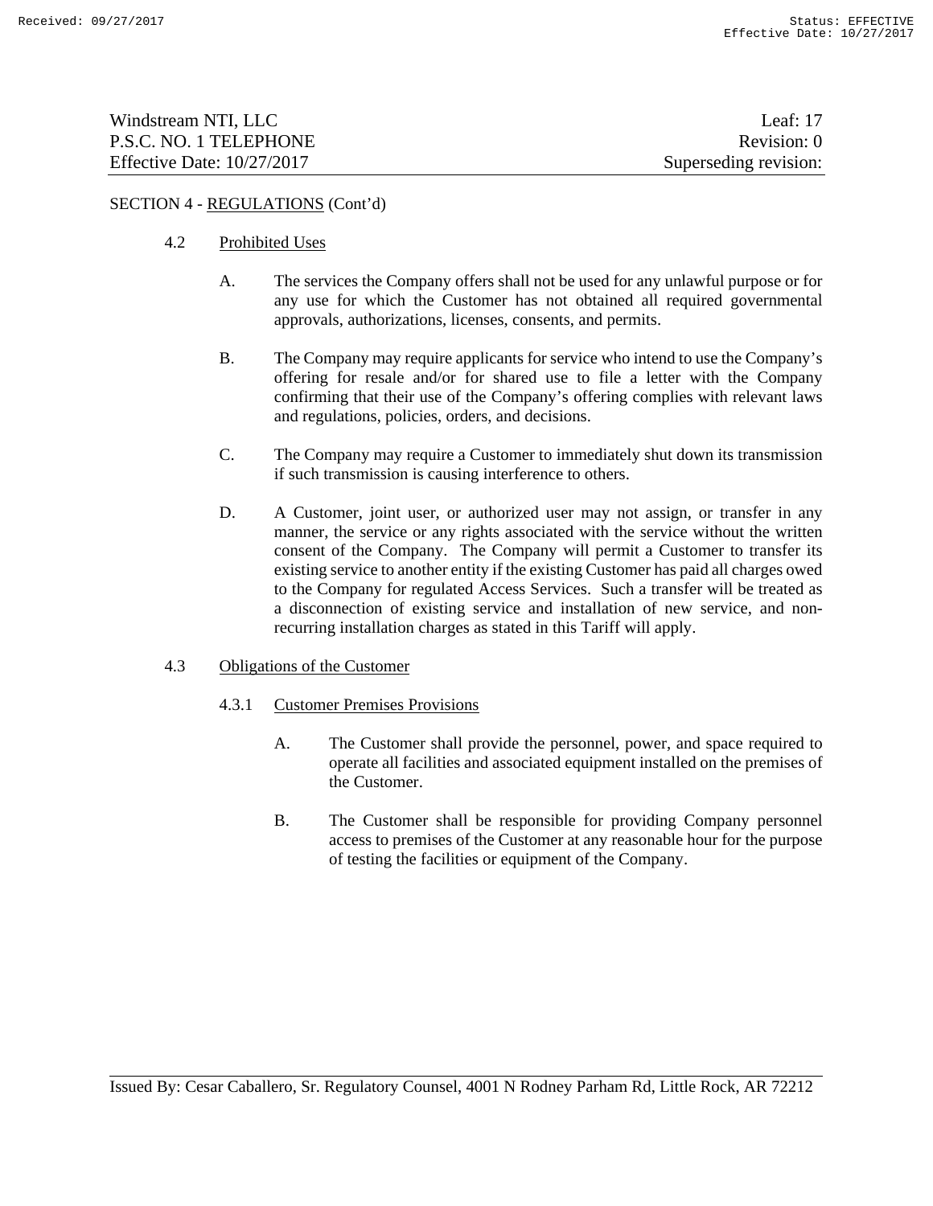SECTION 4 - REGULATIONS (Cont'd)

4.2 Prohibited Uses

A. The services the Company offers shall not be used for any unlawful purpose or for any use for which the Customer has not obtained all required governmental approvals, authorizations, licenses, consents, and permits.

B. The Company may require applicants for service who intend to use the Company's offering for resale and/or for shared use to file a letter with the Company confirming that their use of the Company's offering complies with relevant laws and regulations, policies, orders, and decisions.

C. The Company may require a Customer to immediately shut down its transmission if such transmission is causing interference to others.

D. A Customer, joint user, or authorized user may not assign, or transfer in any manner, the service or any rights associated with the service without the written consent of the Company. The Company will permit a Customer to transfer its existing service to another entity if the existing Customer has paid all charges owed to the Company for regulated Access Services. Such a transfer will be treated as a disconnection of existing service and installation of new service, and non-recurring installation charges as stated in this Tariff will apply.

4.3 Obligations of the Customer

4.3.1 Customer Premises Provisions

A. The Customer shall provide the personnel, power, and space required to operate all facilities and associated equipment installed on the premises of the Customer.

B. The Customer shall be responsible for providing Company personnel access to premises of the Customer at any reasonable hour for the purpose of testing the facilities or equipment of the Company.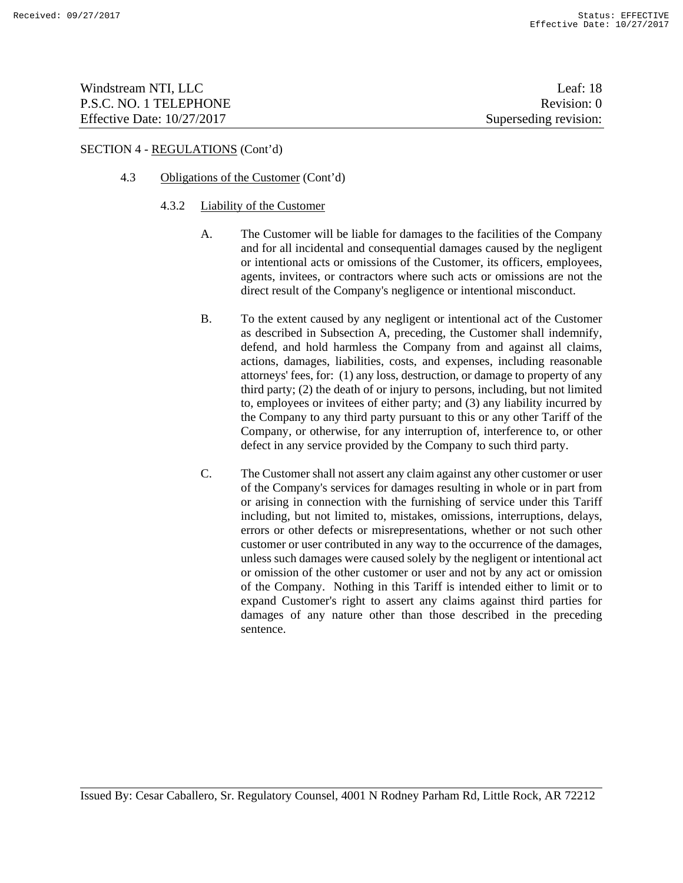SECTION 4 - REGULATIONS (Cont'd)

4.3 Obligations of the Customer (Cont'd)

4.3.2 Liability of the Customer

A. The Customer will be liable for damages to the facilities of the Company and for all incidental and consequential damages caused by the negligent or intentional acts or omissions of the Customer, its officers, employees, agents, invitees, or contractors where such acts or omissions are not the direct result of the Company's negligence or intentional misconduct.

B. To the extent caused by any negligent or intentional act of the Customer as described in Subsection A, preceding, the Customer shall indemnify, defend, and hold harmless the Company from and against all claims, actions, damages, liabilities, costs, and expenses, including reasonable attorneys' fees, for: (1) any loss, destruction, or damage to property of any third party; (2) the death of or injury to persons, including, but not limited to, employees or invitees of either party; and (3) any liability incurred by the Company to any third party pursuant to this or any other Tariff of the Company, or otherwise, for any interruption of, interference to, or other defect in any service provided by the Company to such third party.

C. The Customer shall not assert any claim against any other customer or user of the Company's services for damages resulting in whole or in part from or arising in connection with the furnishing of service under this Tariff including, but not limited to, mistakes, omissions, interruptions, delays, errors or other defects or misrepresentations, whether or not such other customer or user contributed in any way to the occurrence of the damages, unless such damages were caused solely by the negligent or intentional act or omission of the other customer or user and not by any act or omission of the Company. Nothing in this Tariff is intended either to limit or to expand Customer's right to assert any claims against third parties for damages of any nature other than those described in the preceding sentence.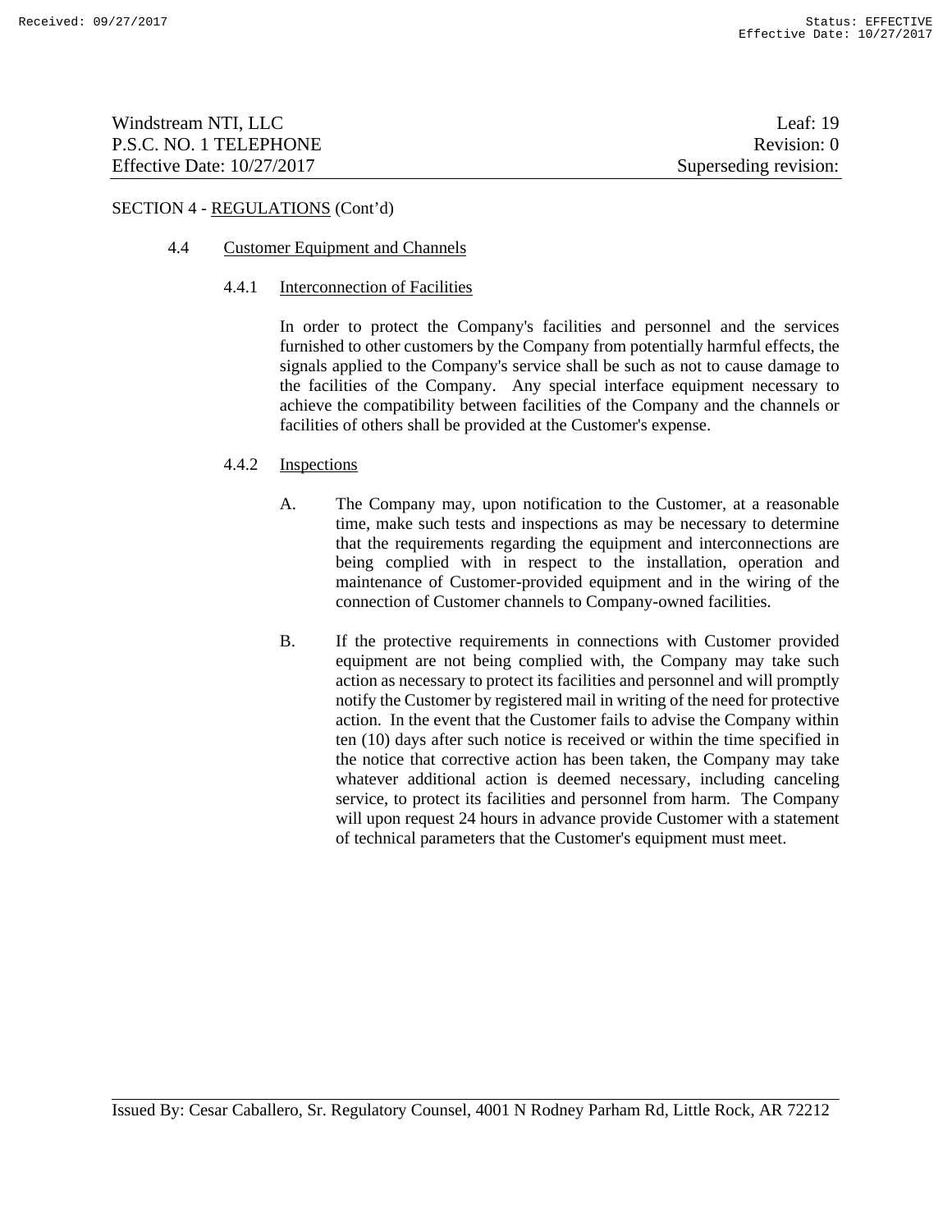SECTION 4 - REGULATIONS (Cont'd)

### 4.4 Customer Equipment and Channels

#### 4.4.1 Interconnection of Facilities

In order to protect the Company's facilities and personnel and the services furnished to other customers by the Company from potentially harmful effects, the signals applied to the Company's service shall be such as not to cause damage to the facilities of the Company. Any special interface equipment necessary to achieve the compatibility between facilities of the Company and the channels or facilities of others shall be provided at the Customer's expense.

#### 4.4.2 Inspections

A. The Company may, upon notification to the Customer, at a reasonable time, make such tests and inspections as may be necessary to determine that the requirements regarding the equipment and interconnections are being complied with in respect to the installation, operation and maintenance of Customer-provided equipment and in the wiring of the connection of Customer channels to Company-owned facilities.

B. If the protective requirements in connections with Customer provided equipment are not being complied with, the Company may take such action as necessary to protect its facilities and personnel and will promptly notify the Customer by registered mail in writing of the need for protective action. In the event that the Customer fails to advise the Company within ten (10) days after such notice is received or within the time specified in the notice that corrective action has been taken, the Company may take whatever additional action is deemed necessary, including canceling service, to protect its facilities and personnel from harm. The Company will upon request 24 hours in advance provide Customer with a statement of technical parameters that the Customer's equipment must meet.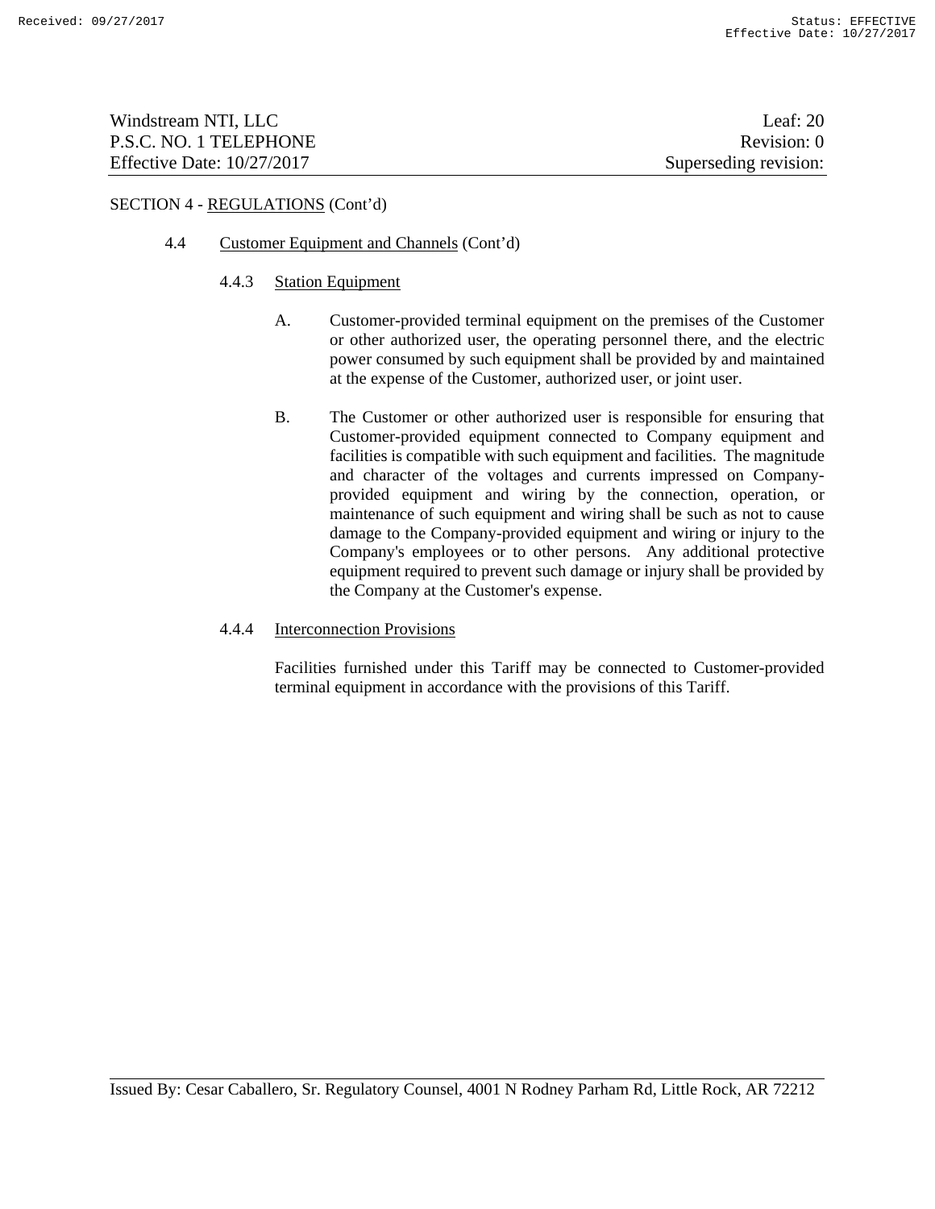SECTION 4 - REGULATIONS (Cont'd)

4.4 Customer Equipment and Channels (Cont'd)

4.4.3 Station Equipment

A. Customer-provided terminal equipment on the premises of the Customer or other authorized user, the operating personnel there, and the electric power consumed by such equipment shall be provided by and maintained at the expense of the Customer, authorized user, or joint user.

B. The Customer or other authorized user is responsible for ensuring that Customer-provided equipment connected to Company equipment and facilities is compatible with such equipment and facilities. The magnitude and character of the voltages and currents impressed on Company-provided equipment and wiring by the connection, operation, or maintenance of such equipment and wiring shall be such as not to cause damage to the Company-provided equipment and wiring or injury to the Company's employees or to other persons. Any additional protective equipment required to prevent such damage or injury shall be provided by the Company at the Customer's expense.

4.4.4 Interconnection Provisions

Facilities furnished under this Tariff may be connected to Customer-provided terminal equipment in accordance with the provisions of this Tariff.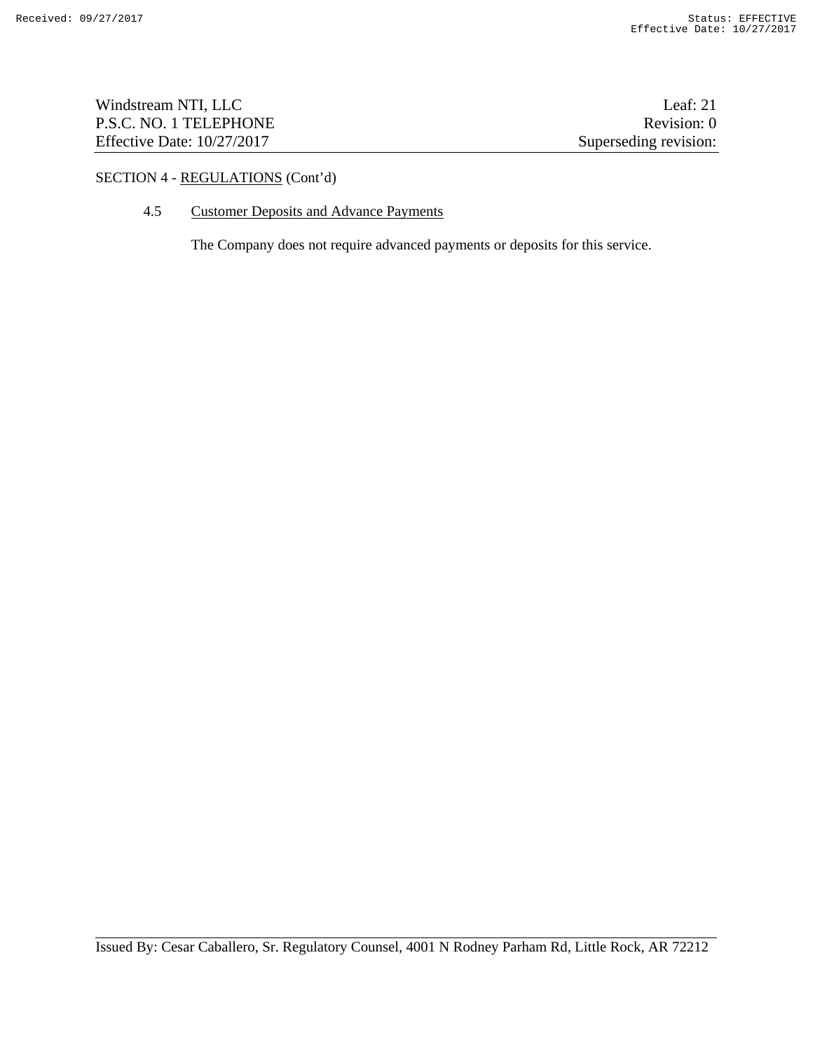SECTION 4 - REGULATIONS (Cont'd)

4.5 Customer Deposits and Advance Payments

The Company does not require advanced payments or deposits for this service.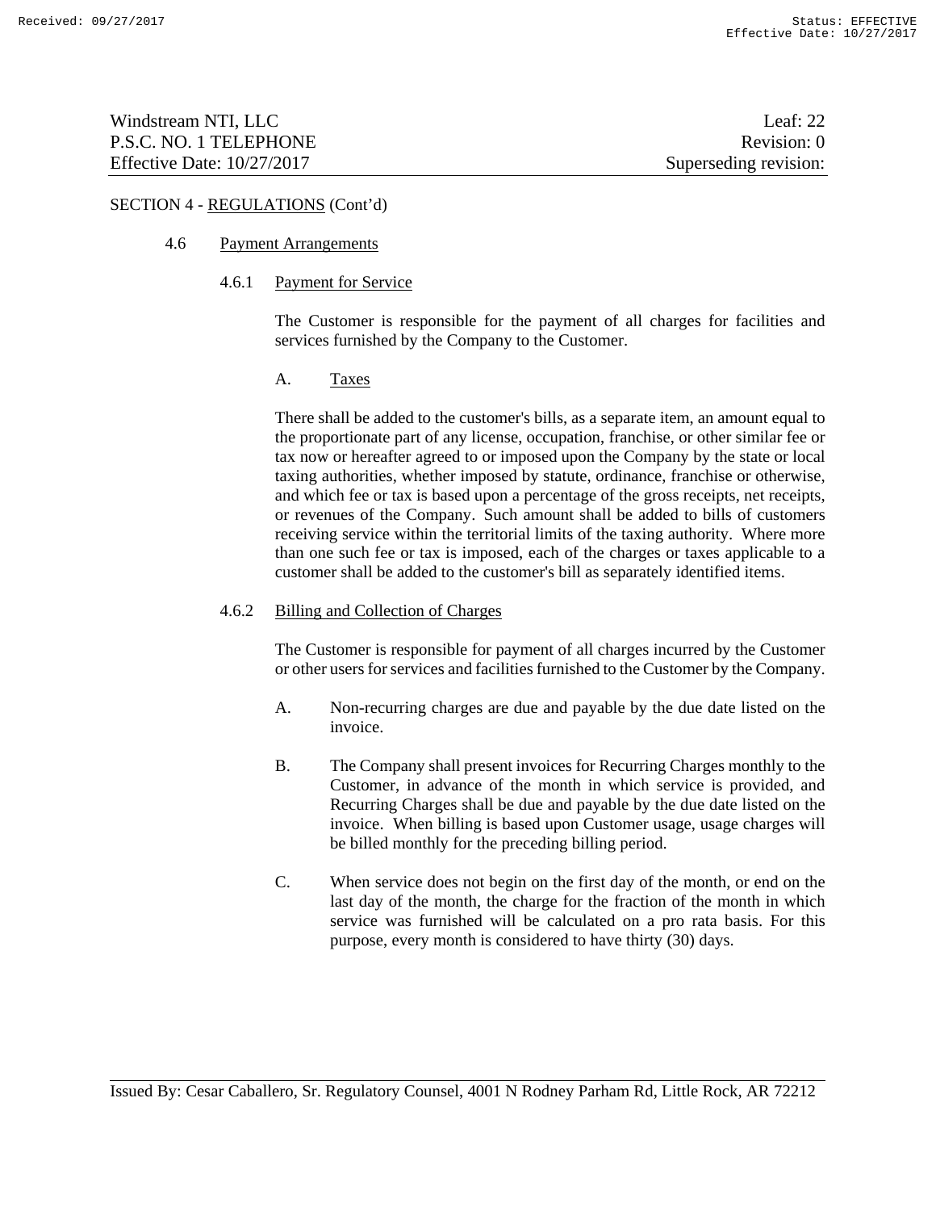SECTION 4 - REGULATIONS (Cont'd)

### 4.6 Payment Arrangements

#### 4.6.1 Payment for Service

The Customer is responsible for the payment of all charges for facilities and services furnished by the Company to the Customer.

A. Taxes

There shall be added to the customer's bills, as a separate item, an amount equal to the proportionate part of any license, occupation, franchise, or other similar fee or tax now or hereafter agreed to or imposed upon the Company by the state or local taxing authorities, whether imposed by statute, ordinance, franchise or otherwise, and which fee or tax is based upon a percentage of the gross receipts, net receipts, or revenues of the Company. Such amount shall be added to bills of customers receiving service within the territorial limits of the taxing authority. Where more than one such fee or tax is imposed, each of the charges or taxes applicable to a customer shall be added to the customer's bill as separately identified items.

#### 4.6.2 Billing and Collection of Charges

The Customer is responsible for payment of all charges incurred by the Customer or other users for services and facilities furnished to the Customer by the Company.

A. Non-recurring charges are due and payable by the due date listed on the invoice.

B. The Company shall present invoices for Recurring Charges monthly to the Customer, in advance of the month in which service is provided, and Recurring Charges shall be due and payable by the due date listed on the invoice. When billing is based upon Customer usage, usage charges will be billed monthly for the preceding billing period.

C. When service does not begin on the first day of the month, or end on the last day of the month, the charge for the fraction of the month in which service was furnished will be calculated on a pro rata basis. For this purpose, every month is considered to have thirty (30) days.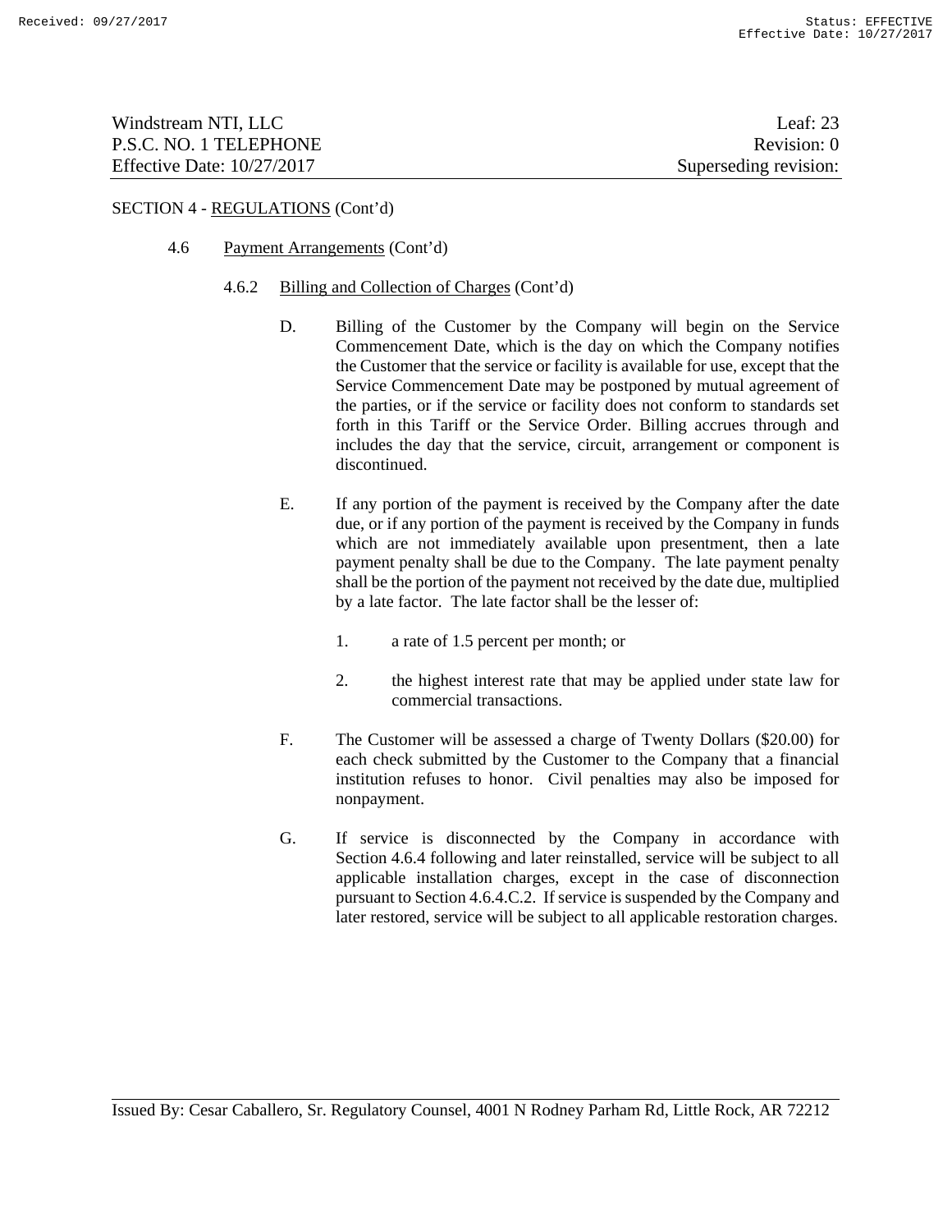SECTION 4 - REGULATIONS (Cont'd)

4.6 Payment Arrangements (Cont'd)

4.6.2 Billing and Collection of Charges (Cont'd)

D. Billing of the Customer by the Company will begin on the Service Commencement Date, which is the day on which the Company notifies the Customer that the service or facility is available for use, except that the Service Commencement Date may be postponed by mutual agreement of the parties, or if the service or facility does not conform to standards set forth in this Tariff or the Service Order. Billing accrues through and includes the day that the service, circuit, arrangement or component is discontinued.

E. If any portion of the payment is received by the Company after the date due, or if any portion of the payment is received by the Company in funds which are not immediately available upon presentment, then a late payment penalty shall be due to the Company. The late payment penalty shall be the portion of the payment not received by the date due, multiplied by a late factor. The late factor shall be the lesser of:

1. a rate of 1.5 percent per month; or

2. the highest interest rate that may be applied under state law for commercial transactions.

F. The Customer will be assessed a charge of Twenty Dollars ($20.00) for each check submitted by the Customer to the Company that a financial institution refuses to honor. Civil penalties may also be imposed for nonpayment.

G. If service is disconnected by the Company in accordance with Section 4.6.4 following and later reinstalled, service will be subject to all applicable installation charges, except in the case of disconnection pursuant to Section 4.6.4.C.2. If service is suspended by the Company and later restored, service will be subject to all applicable restoration charges.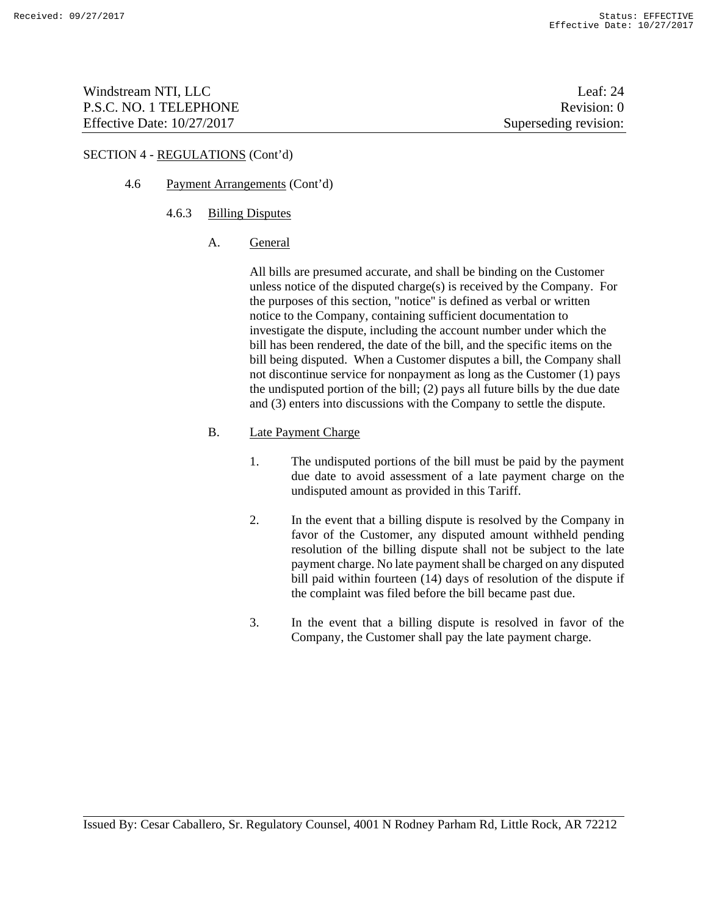SECTION 4 - REGULATIONS (Cont'd)

4.6 Payment Arrangements (Cont'd)

4.6.3 Billing Disputes

A. General

All bills are presumed accurate, and shall be binding on the Customer unless notice of the disputed charge(s) is received by the Company. For the purposes of this section, "notice" is defined as verbal or written notice to the Company, containing sufficient documentation to investigate the dispute, including the account number under which the bill has been rendered, the date of the bill, and the specific items on the bill being disputed. When a Customer disputes a bill, the Company shall not discontinue service for nonpayment as long as the Customer (1) pays the undisputed portion of the bill; (2) pays all future bills by the due date and (3) enters into discussions with the Company to settle the dispute.

B. Late Payment Charge

1. The undisputed portions of the bill must be paid by the payment due date to avoid assessment of a late payment charge on the undisputed amount as provided in this Tariff.

2. In the event that a billing dispute is resolved by the Company in favor of the Customer, any disputed amount withheld pending resolution of the billing dispute shall not be subject to the late payment charge. No late payment shall be charged on any disputed bill paid within fourteen (14) days of resolution of the dispute if the complaint was filed before the bill became past due.

3. In the event that a billing dispute is resolved in favor of the Company, the Customer shall pay the late payment charge.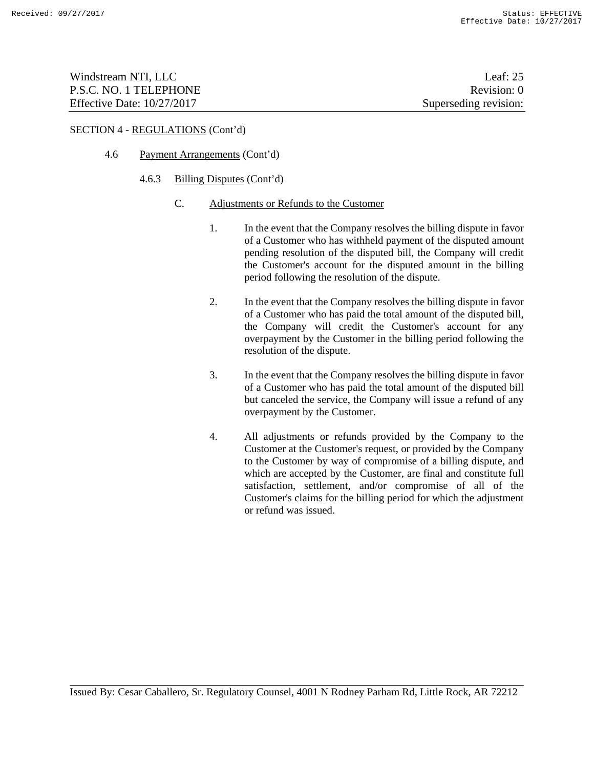SECTION 4 - REGULATIONS (Cont'd)

4.6 Payment Arrangements (Cont'd)

4.6.3 Billing Disputes (Cont'd)

C. Adjustments or Refunds to the Customer

1. In the event that the Company resolves the billing dispute in favor of a Customer who has withheld payment of the disputed amount pending resolution of the disputed bill, the Company will credit the Customer's account for the disputed amount in the billing period following the resolution of the dispute.

2. In the event that the Company resolves the billing dispute in favor of a Customer who has paid the total amount of the disputed bill, the Company will credit the Customer's account for any overpayment by the Customer in the billing period following the resolution of the dispute.

3. In the event that the Company resolves the billing dispute in favor of a Customer who has paid the total amount of the disputed bill but canceled the service, the Company will issue a refund of any overpayment by the Customer.

4. All adjustments or refunds provided by the Company to the Customer at the Customer's request, or provided by the Company to the Customer by way of compromise of a billing dispute, and which are accepted by the Customer, are final and constitute full satisfaction, settlement, and/or compromise of all of the Customer's claims for the billing period for which the adjustment or refund was issued.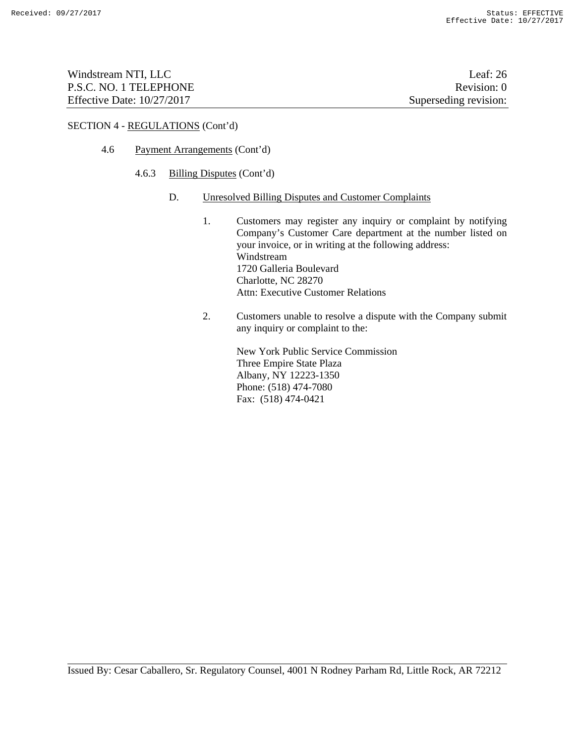SECTION 4 - REGULATIONS (Cont'd)

4.6 Payment Arrangements (Cont'd)

4.6.3 Billing Disputes (Cont'd)

D. Unresolved Billing Disputes and Customer Complaints

1. Customers may register any inquiry or complaint by notifying Company's Customer Care department at the number listed on your invoice, or in writing at the following address:
   Windstream
   1720 Galleria Boulevard
   Charlotte, NC 28270
   Attn: Executive Customer Relations

2. Customers unable to resolve a dispute with the Company submit any inquiry or complaint to the:

   New York Public Service Commission
   Three Empire State Plaza
   Albany, NY 12223-1350
   Phone: (518) 474-7080
   Fax: (518) 474-0421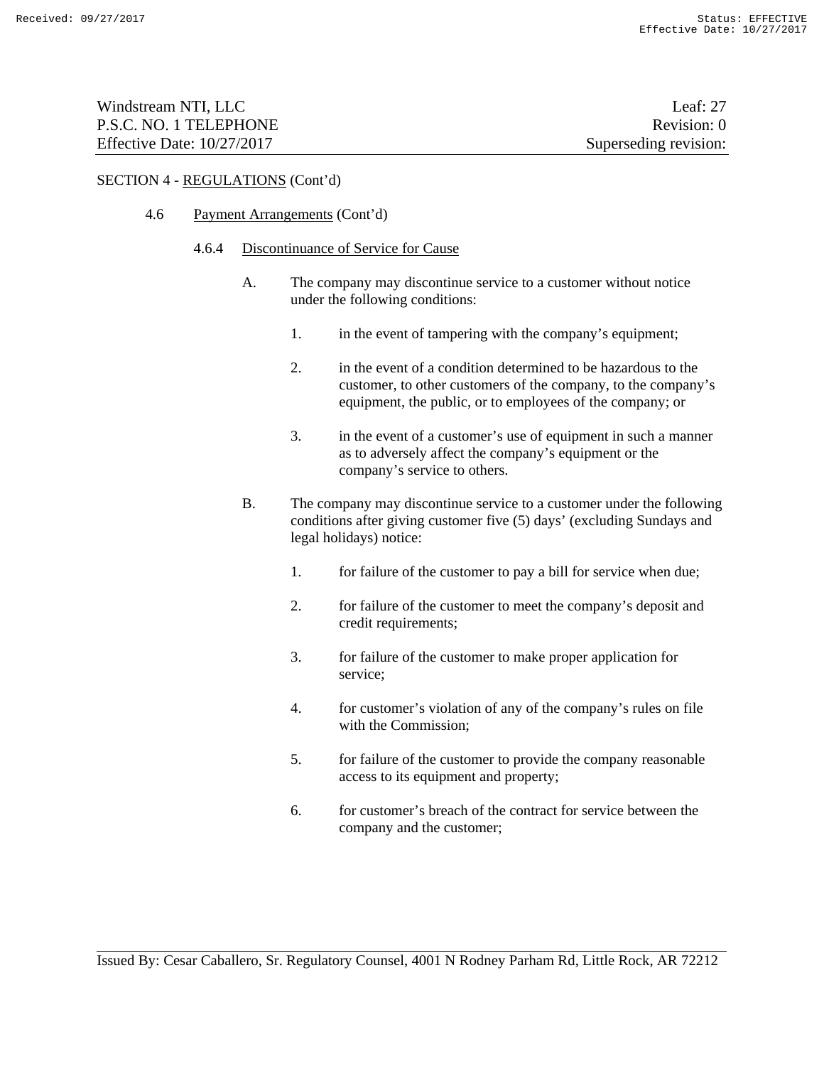SECTION 4 - REGULATIONS (Cont'd)

4.6 Payment Arrangements (Cont'd)

4.6.4 Discontinuance of Service for Cause

A. The company may discontinue service to a customer without notice under the following conditions:

1. in the event of tampering with the company's equipment;

2. in the event of a condition determined to be hazardous to the customer, to other customers of the company, to the company's equipment, the public, or to employees of the company; or

3. in the event of a customer's use of equipment in such a manner as to adversely affect the company's equipment or the company's service to others.

B. The company may discontinue service to a customer under the following conditions after giving customer five (5) days' (excluding Sundays and legal holidays) notice:

1. for failure of the customer to pay a bill for service when due;

2. for failure of the customer to meet the company's deposit and credit requirements;

3. for failure of the customer to make proper application for service;

4. for customer's violation of any of the company's rules on file with the Commission;

5. for failure of the customer to provide the company reasonable access to its equipment and property;

6. for customer's breach of the contract for service between the company and the customer;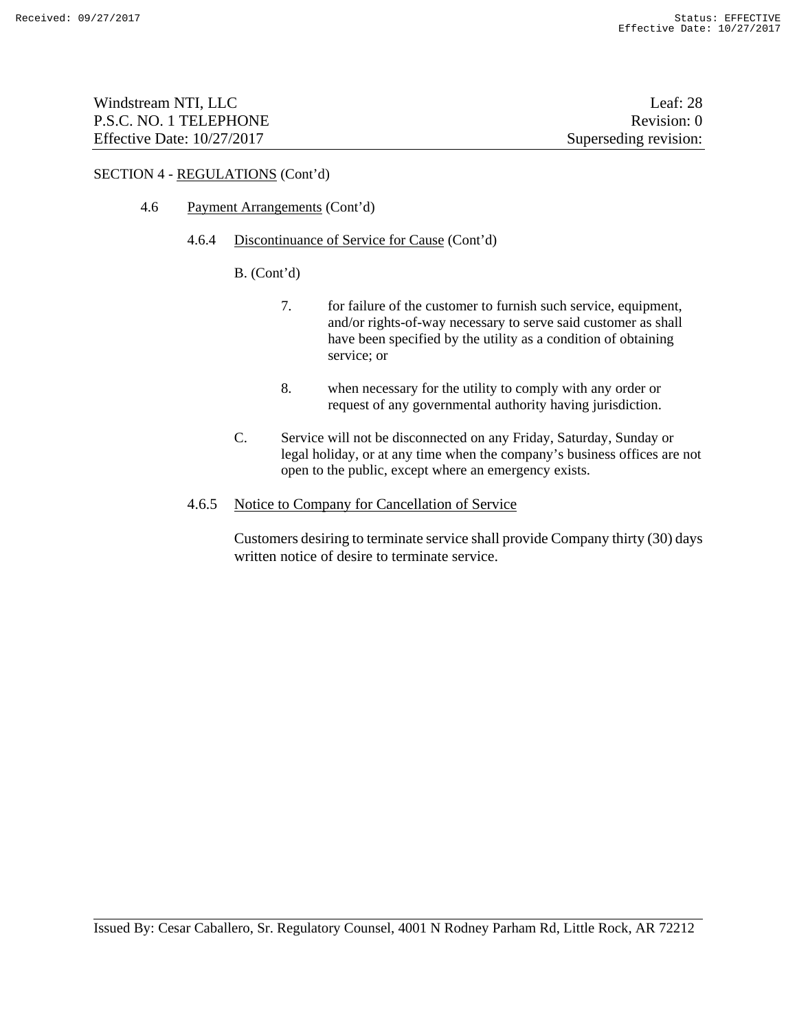SECTION 4 - REGULATIONS (Cont'd)

4.6 Payment Arrangements (Cont'd)

4.6.4 Discontinuance of Service for Cause (Cont'd)

B. (Cont'd)

7. for failure of the customer to furnish such service, equipment, and/or rights-of-way necessary to serve said customer as shall have been specified by the utility as a condition of obtaining service; or

8. when necessary for the utility to comply with any order or request of any governmental authority having jurisdiction.

C. Service will not be disconnected on any Friday, Saturday, Sunday or legal holiday, or at any time when the company's business offices are not open to the public, except where an emergency exists.

4.6.5 Notice to Company for Cancellation of Service

Customers desiring to terminate service shall provide Company thirty (30) days written notice of desire to terminate service.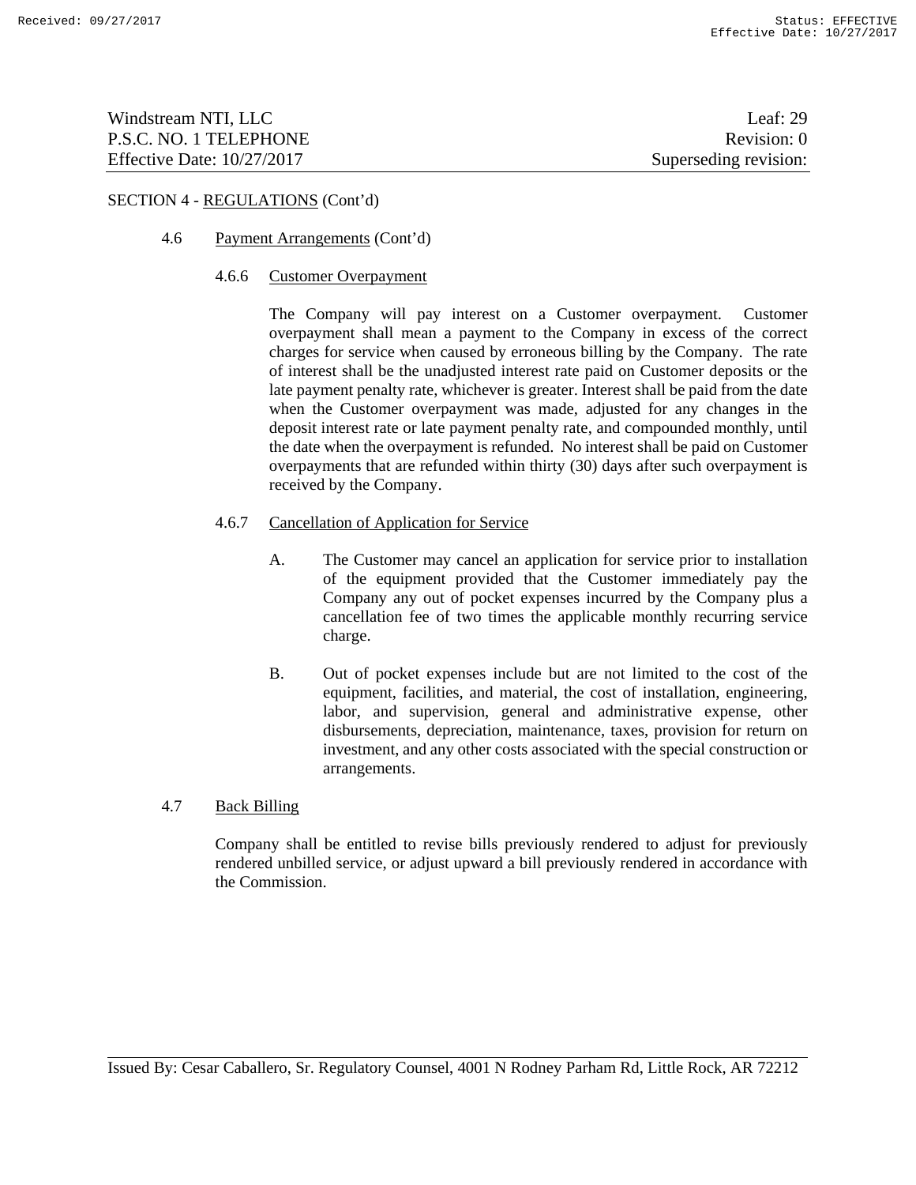SECTION 4 - REGULATIONS (Cont'd)

4.6 Payment Arrangements (Cont'd)

4.6.6 Customer Overpayment

The Company will pay interest on a Customer overpayment. Customer overpayment shall mean a payment to the Company in excess of the correct charges for service when caused by erroneous billing by the Company. The rate of interest shall be the unadjusted interest rate paid on Customer deposits or the late payment penalty rate, whichever is greater. Interest shall be paid from the date when the Customer overpayment was made, adjusted for any changes in the deposit interest rate or late payment penalty rate, and compounded monthly, until the date when the overpayment is refunded. No interest shall be paid on Customer overpayments that are refunded within thirty (30) days after such overpayment is received by the Company.

4.6.7 Cancellation of Application for Service

A. The Customer may cancel an application for service prior to installation of the equipment provided that the Customer immediately pay the Company any out of pocket expenses incurred by the Company plus a cancellation fee of two times the applicable monthly recurring service charge.

B. Out of pocket expenses include but are not limited to the cost of the equipment, facilities, and material, the cost of installation, engineering, labor, and supervision, general and administrative expense, other disbursements, depreciation, maintenance, taxes, provision for return on investment, and any other costs associated with the special construction or arrangements.

4.7 Back Billing

Company shall be entitled to revise bills previously rendered to adjust for previously rendered unbilled service, or adjust upward a bill previously rendered in accordance with the Commission.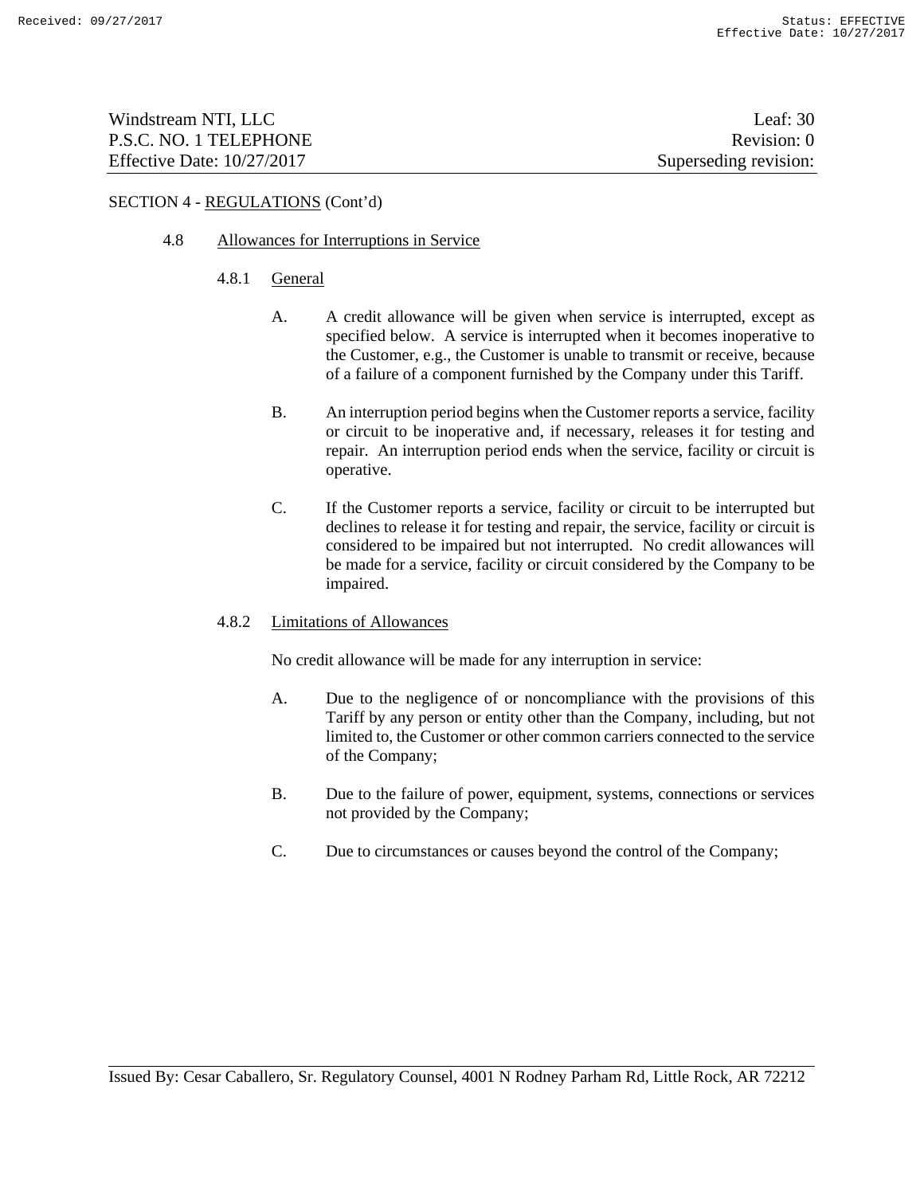SECTION 4 - REGULATIONS (Cont'd)

## 4.8 Allowances for Interruptions in Service

### 4.8.1 General

A. A credit allowance will be given when service is interrupted, except as specified below. A service is interrupted when it becomes inoperative to the Customer, e.g., the Customer is unable to transmit or receive, because of a failure of a component furnished by the Company under this Tariff.

B. An interruption period begins when the Customer reports a service, facility or circuit to be inoperative and, if necessary, releases it for testing and repair. An interruption period ends when the service, facility or circuit is operative.

C. If the Customer reports a service, facility or circuit to be interrupted but declines to release it for testing and repair, the service, facility or circuit is considered to be impaired but not interrupted. No credit allowances will be made for a service, facility or circuit considered by the Company to be impaired.

### 4.8.2 Limitations of Allowances

No credit allowance will be made for any interruption in service:

A. Due to the negligence of or noncompliance with the provisions of this Tariff by any person or entity other than the Company, including, but not limited to, the Customer or other common carriers connected to the service of the Company;

B. Due to the failure of power, equipment, systems, connections or services not provided by the Company;

C. Due to circumstances or causes beyond the control of the Company;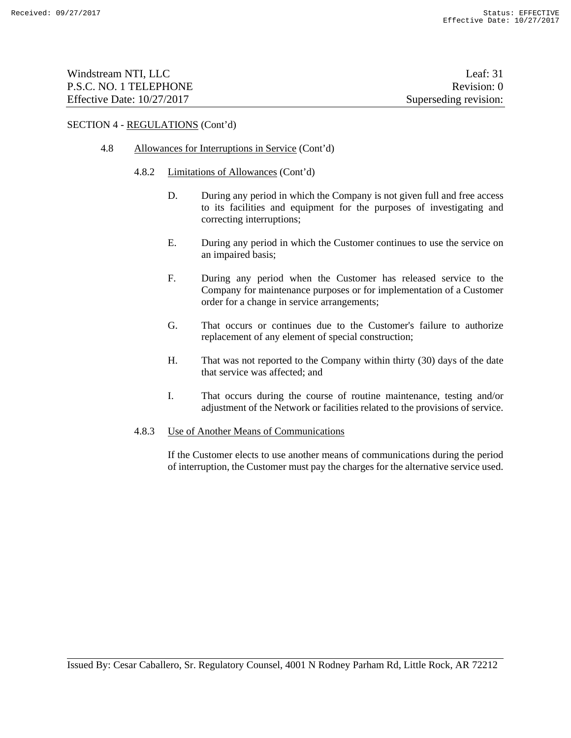SECTION 4 - REGULATIONS (Cont'd)

4.8 Allowances for Interruptions in Service (Cont'd)

4.8.2 Limitations of Allowances (Cont'd)

D. During any period in which the Company is not given full and free access to its facilities and equipment for the purposes of investigating and correcting interruptions;

E. During any period in which the Customer continues to use the service on an impaired basis;

F. During any period when the Customer has released service to the Company for maintenance purposes or for implementation of a Customer order for a change in service arrangements;

G. That occurs or continues due to the Customer's failure to authorize replacement of any element of special construction;

H. That was not reported to the Company within thirty (30) days of the date that service was affected; and

I. That occurs during the course of routine maintenance, testing and/or adjustment of the Network or facilities related to the provisions of service.

4.8.3 Use of Another Means of Communications

If the Customer elects to use another means of communications during the period of interruption, the Customer must pay the charges for the alternative service used.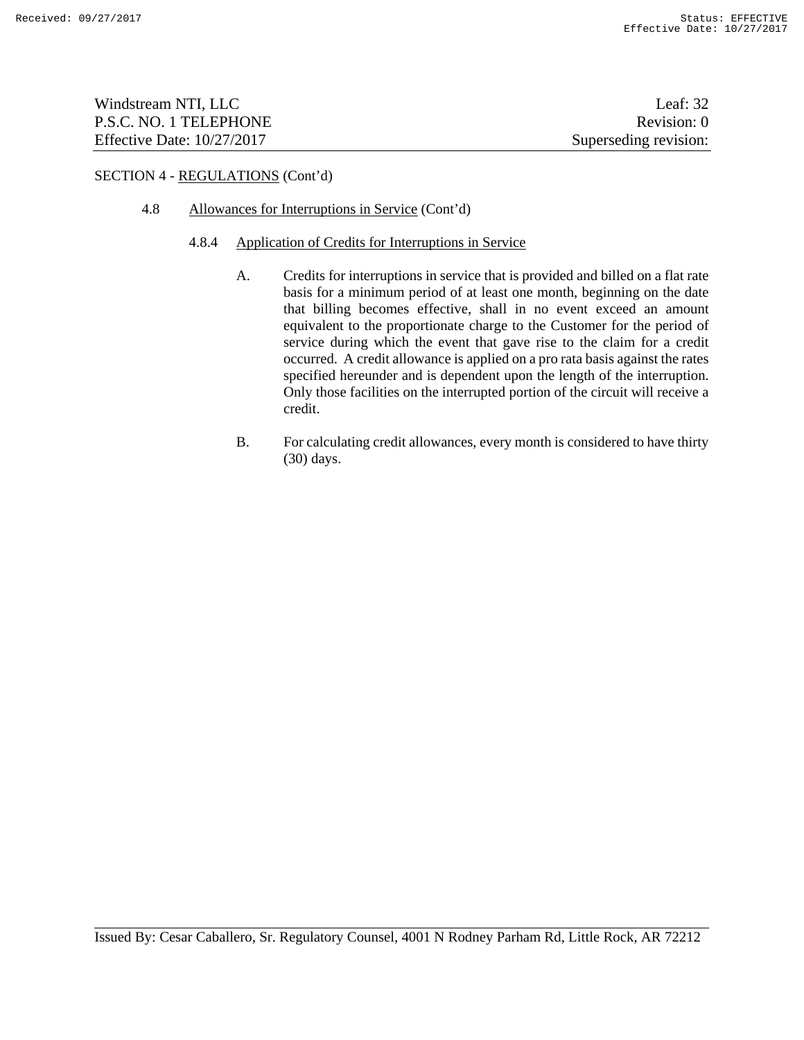SECTION 4 - REGULATIONS (Cont'd)

4.8 Allowances for Interruptions in Service (Cont'd)

4.8.4 Application of Credits for Interruptions in Service

A. Credits for interruptions in service that is provided and billed on a flat rate basis for a minimum period of at least one month, beginning on the date that billing becomes effective, shall in no event exceed an amount equivalent to the proportionate charge to the Customer for the period of service during which the event that gave rise to the claim for a credit occurred. A credit allowance is applied on a pro rata basis against the rates specified hereunder and is dependent upon the length of the interruption. Only those facilities on the interrupted portion of the circuit will receive a credit.

B. For calculating credit allowances, every month is considered to have thirty (30) days.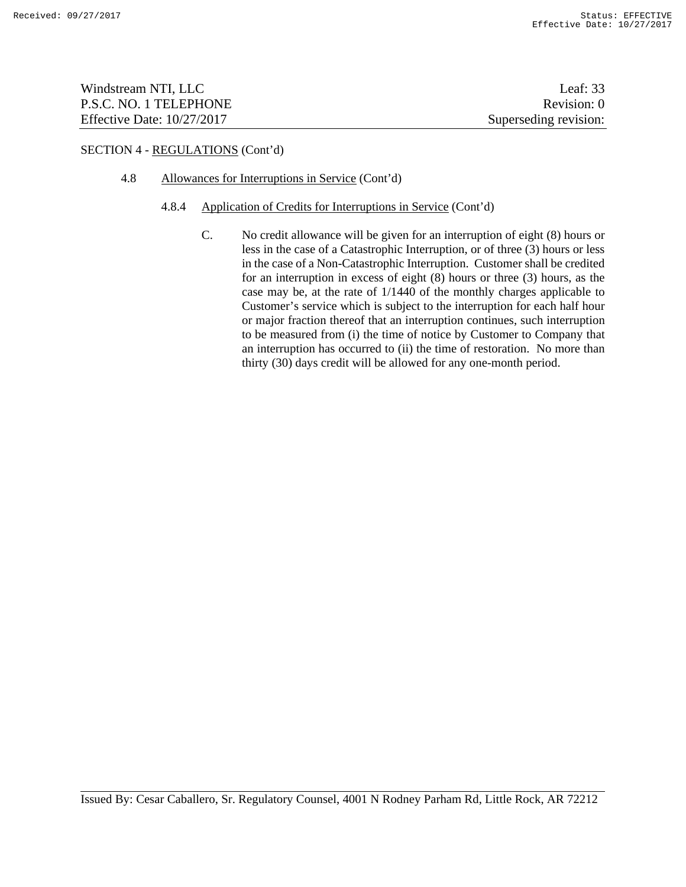SECTION 4 - REGULATIONS (Cont'd)

4.8 Allowances for Interruptions in Service (Cont'd)

4.8.4 Application of Credits for Interruptions in Service (Cont'd)

C. No credit allowance will be given for an interruption of eight (8) hours or less in the case of a Catastrophic Interruption, or of three (3) hours or less in the case of a Non-Catastrophic Interruption. Customer shall be credited for an interruption in excess of eight (8) hours or three (3) hours, as the case may be, at the rate of 1/1440 of the monthly charges applicable to Customer's service which is subject to the interruption for each half hour or major fraction thereof that an interruption continues, such interruption to be measured from (i) the time of notice by Customer to Company that an interruption has occurred to (ii) the time of restoration. No more than thirty (30) days credit will be allowed for any one-month period.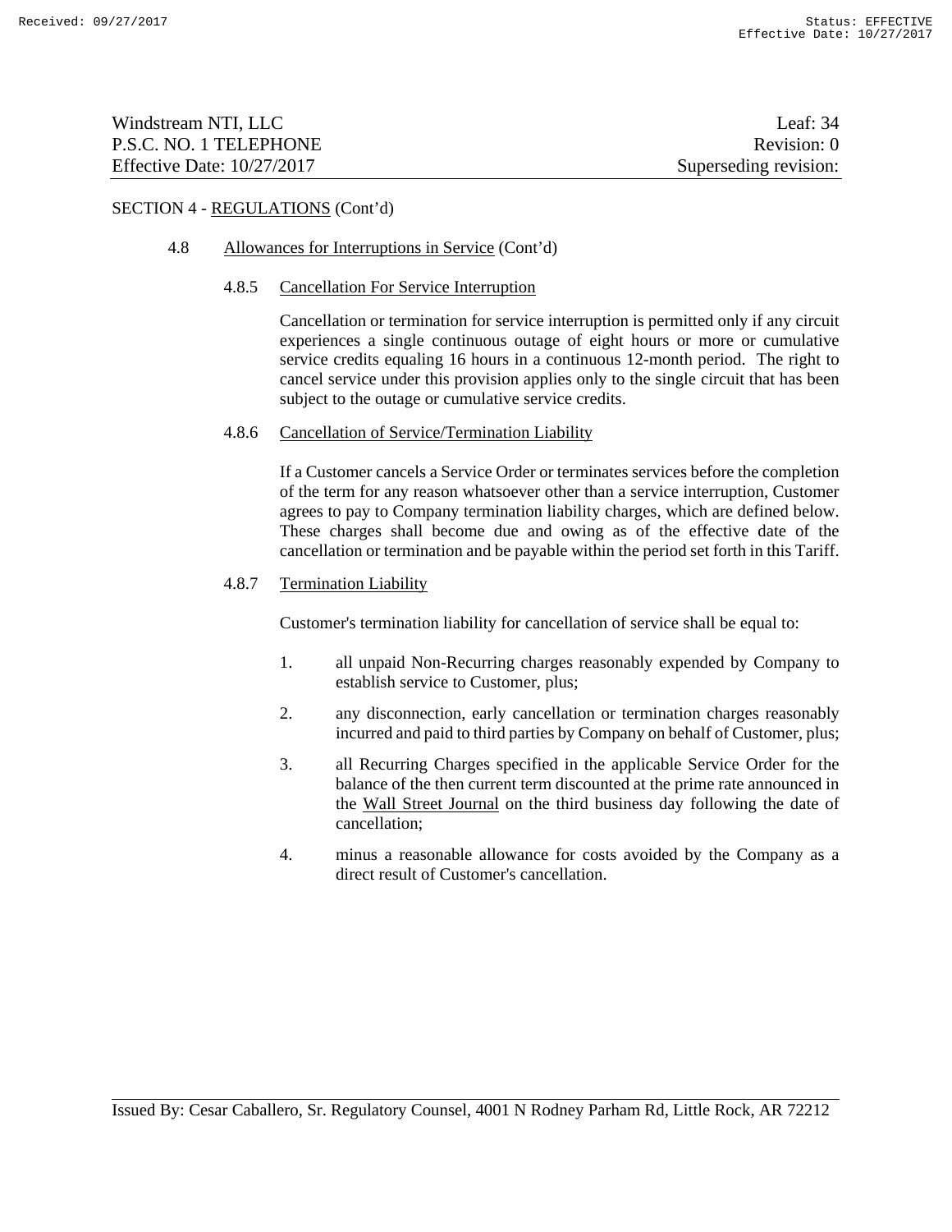SECTION 4 - REGULATIONS (Cont'd)

4.8 Allowances for Interruptions in Service (Cont'd)

4.8.5 Cancellation For Service Interruption

Cancellation or termination for service interruption is permitted only if any circuit experiences a single continuous outage of eight hours or more or cumulative service credits equaling 16 hours in a continuous 12-month period. The right to cancel service under this provision applies only to the single circuit that has been subject to the outage or cumulative service credits.

4.8.6 Cancellation of Service/Termination Liability

If a Customer cancels a Service Order or terminates services before the completion of the term for any reason whatsoever other than a service interruption, Customer agrees to pay to Company termination liability charges, which are defined below. These charges shall become due and owing as of the effective date of the cancellation or termination and be payable within the period set forth in this Tariff.

4.8.7 Termination Liability

Customer's termination liability for cancellation of service shall be equal to:

1. all unpaid Non-Recurring charges reasonably expended by Company to establish service to Customer, plus;
2. any disconnection, early cancellation or termination charges reasonably incurred and paid to third parties by Company on behalf of Customer, plus;
3. all Recurring Charges specified in the applicable Service Order for the balance of the then current term discounted at the prime rate announced in the Wall Street Journal on the third business day following the date of cancellation;
4. minus a reasonable allowance for costs avoided by the Company as a direct result of Customer's cancellation.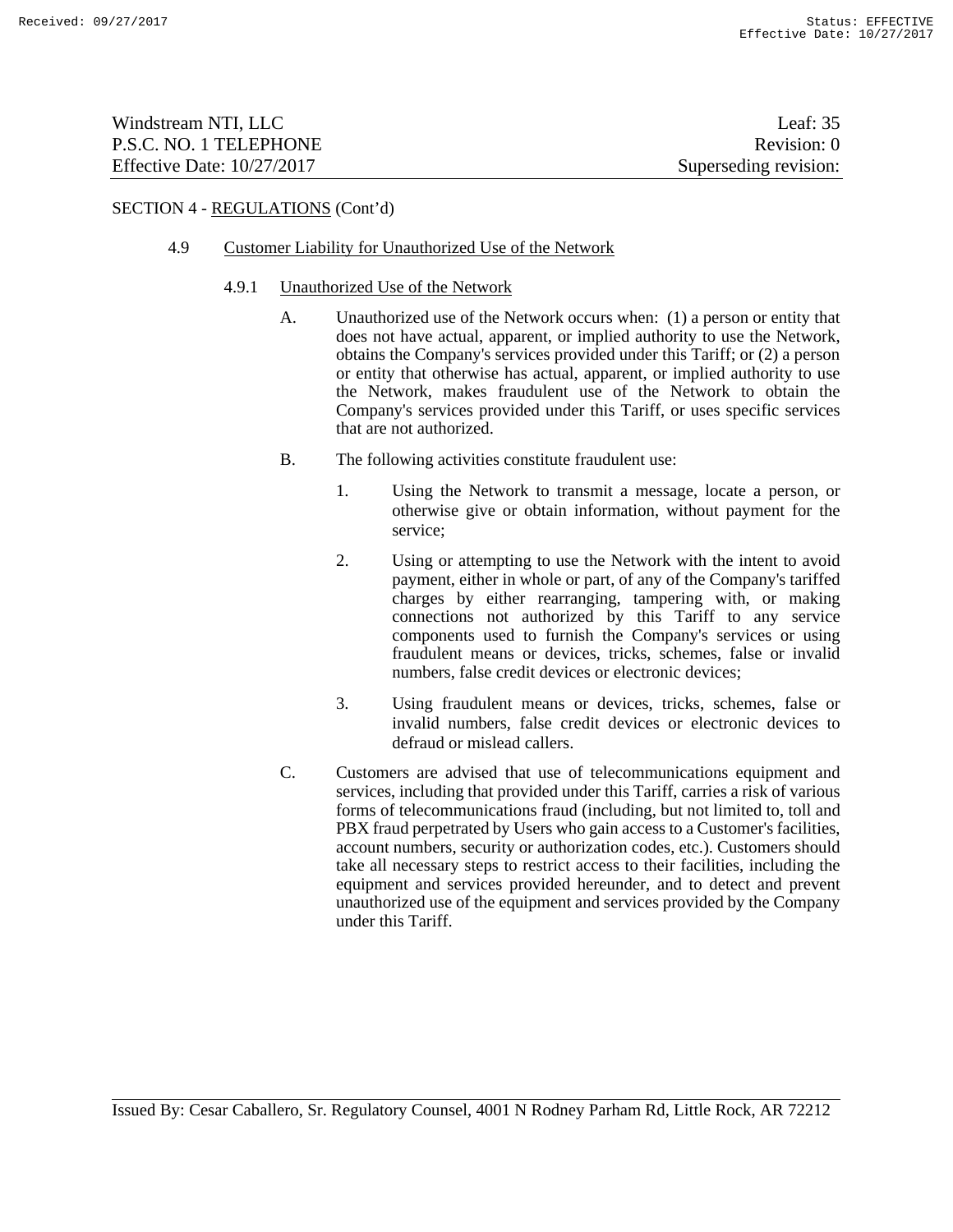SECTION 4 - REGULATIONS (Cont'd)

4.9 Customer Liability for Unauthorized Use of the Network

4.9.1 Unauthorized Use of the Network

A. Unauthorized use of the Network occurs when: (1) a person or entity that does not have actual, apparent, or implied authority to use the Network, obtains the Company's services provided under this Tariff; or (2) a person or entity that otherwise has actual, apparent, or implied authority to use the Network, makes fraudulent use of the Network to obtain the Company's services provided under this Tariff, or uses specific services that are not authorized.

B. The following activities constitute fraudulent use:

1. Using the Network to transmit a message, locate a person, or otherwise give or obtain information, without payment for the service;

2. Using or attempting to use the Network with the intent to avoid payment, either in whole or part, of any of the Company's tariffed charges by either rearranging, tampering with, or making connections not authorized by this Tariff to any service components used to furnish the Company's services or using fraudulent means or devices, tricks, schemes, false or invalid numbers, false credit devices or electronic devices;

3. Using fraudulent means or devices, tricks, schemes, false or invalid numbers, false credit devices or electronic devices to defraud or mislead callers.

C. Customers are advised that use of telecommunications equipment and services, including that provided under this Tariff, carries a risk of various forms of telecommunications fraud (including, but not limited to, toll and PBX fraud perpetrated by Users who gain access to a Customer's facilities, account numbers, security or authorization codes, etc.). Customers should take all necessary steps to restrict access to their facilities, including the equipment and services provided hereunder, and to detect and prevent unauthorized use of the equipment and services provided by the Company under this Tariff.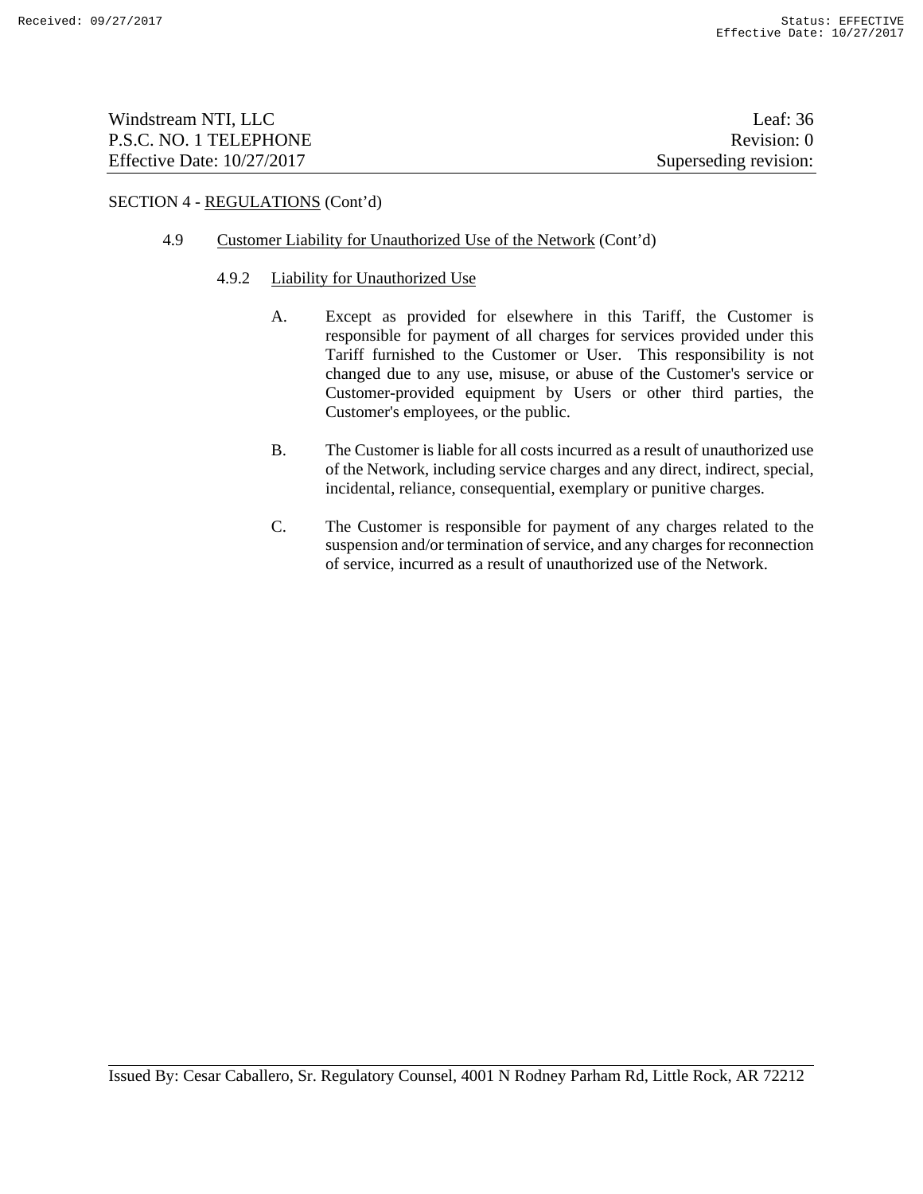SECTION 4 - REGULATIONS (Cont'd)

4.9 Customer Liability for Unauthorized Use of the Network (Cont'd)

4.9.2 Liability for Unauthorized Use

A. Except as provided for elsewhere in this Tariff, the Customer is responsible for payment of all charges for services provided under this Tariff furnished to the Customer or User. This responsibility is not changed due to any use, misuse, or abuse of the Customer's service or Customer-provided equipment by Users or other third parties, the Customer's employees, or the public.

B. The Customer is liable for all costs incurred as a result of unauthorized use of the Network, including service charges and any direct, indirect, special, incidental, reliance, consequential, exemplary or punitive charges.

C. The Customer is responsible for payment of any charges related to the suspension and/or termination of service, and any charges for reconnection of service, incurred as a result of unauthorized use of the Network.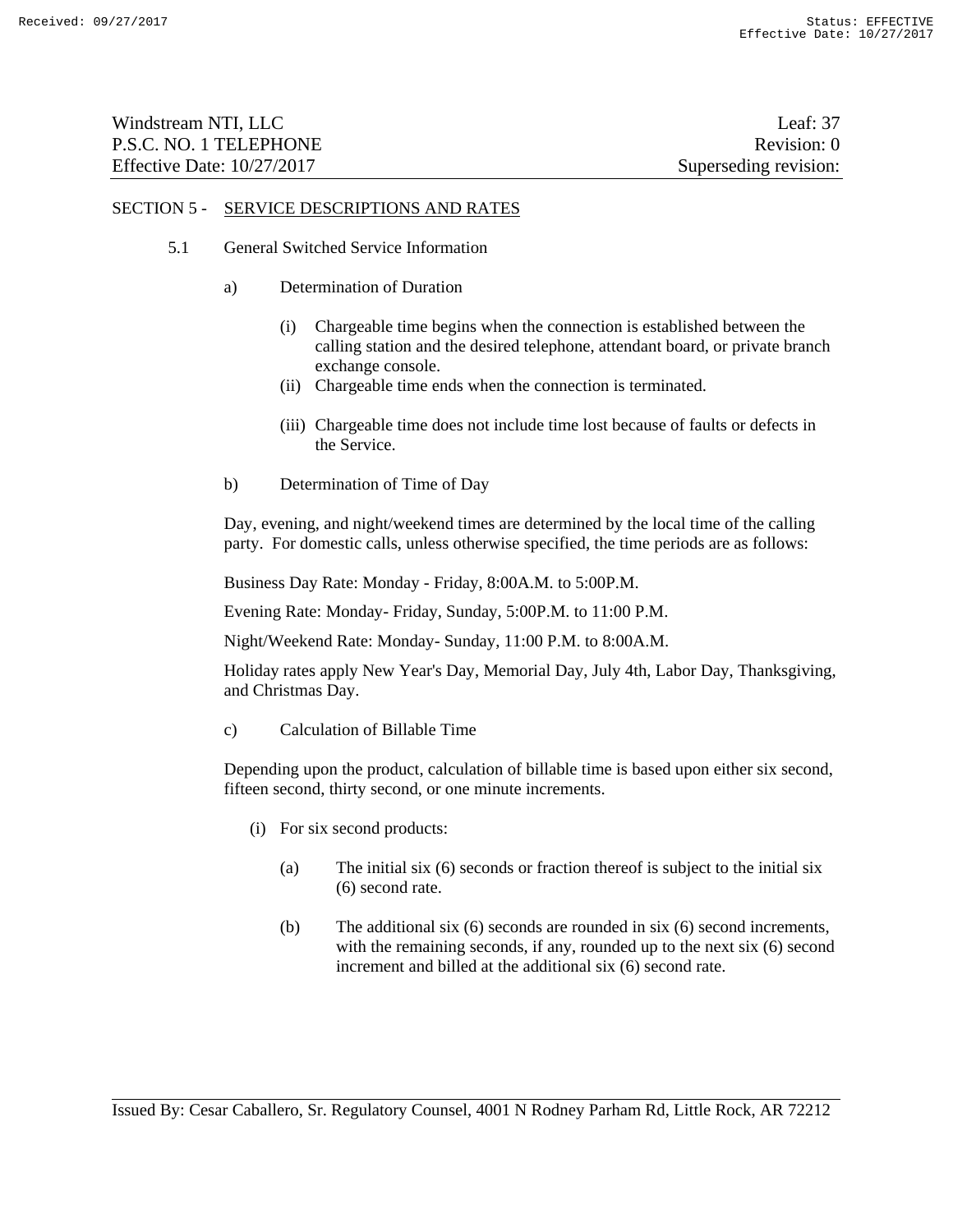# SECTION 5 - SERVICE DESCRIPTIONS AND RATES

## 5.1 General Switched Service Information

### a) Determination of Duration

(i) Chargeable time begins when the connection is established between the calling station and the desired telephone, attendant board, or private branch exchange console.

(ii) Chargeable time ends when the connection is terminated.

(iii) Chargeable time does not include time lost because of faults or defects in the Service.

### b) Determination of Time of Day

Day, evening, and night/weekend times are determined by the local time of the calling party. For domestic calls, unless otherwise specified, the time periods are as follows:

Business Day Rate: Monday - Friday, 8:00A.M. to 5:00P.M.

Evening Rate: Monday- Friday, Sunday, 5:00P.M. to 11:00 P.M.

Night/Weekend Rate: Monday- Sunday, 11:00 P.M. to 8:00A.M.

Holiday rates apply New Year's Day, Memorial Day, July 4th, Labor Day, Thanksgiving, and Christmas Day.

### c) Calculation of Billable Time

Depending upon the product, calculation of billable time is based upon either six second, fifteen second, thirty second, or one minute increments.

(i) For six second products:

(a) The initial six (6) seconds or fraction thereof is subject to the initial six (6) second rate.

(b) The additional six (6) seconds are rounded in six (6) second increments, with the remaining seconds, if any, rounded up to the next six (6) second increment and billed at the additional six (6) second rate.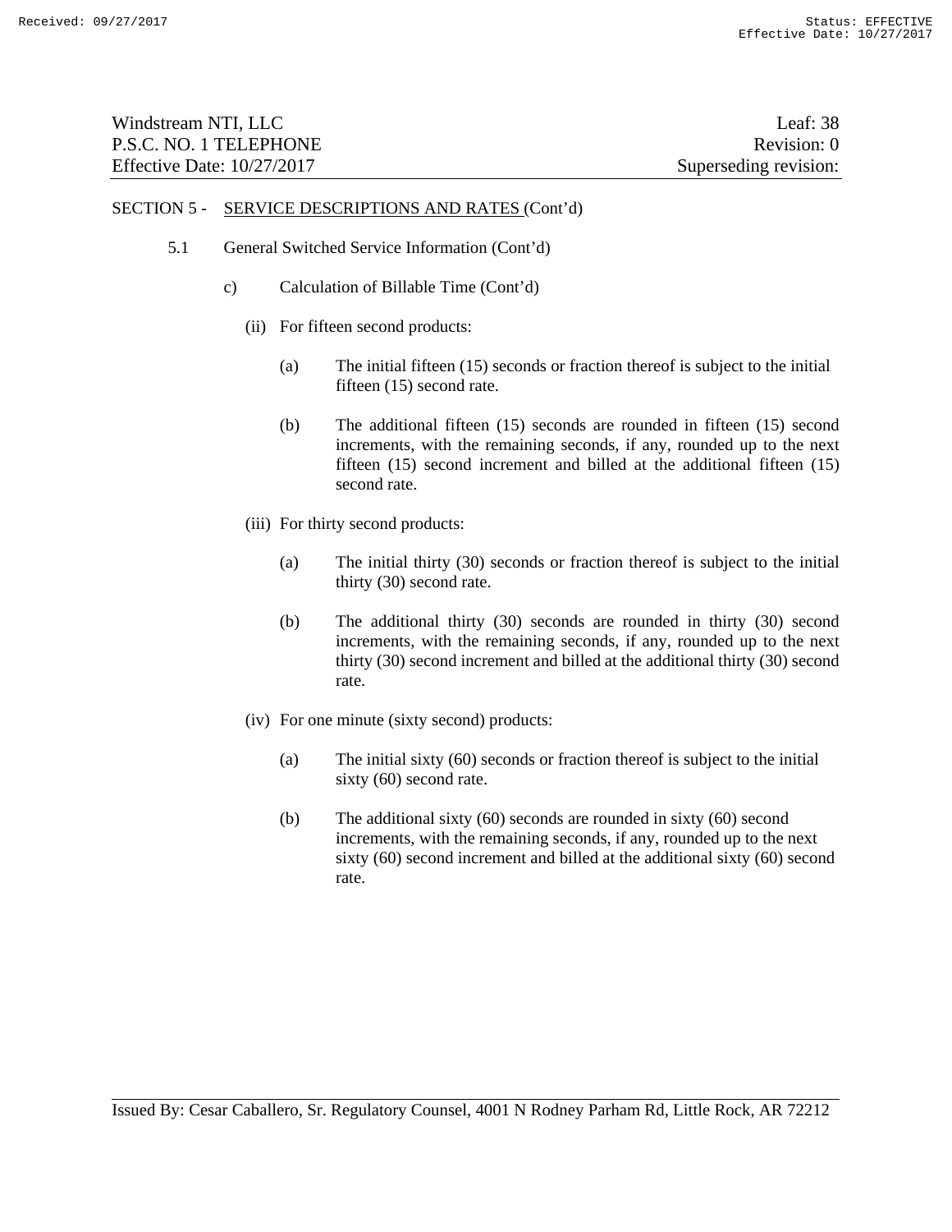SECTION 5 - SERVICE DESCRIPTIONS AND RATES (Cont'd)

5.1 General Switched Service Information (Cont'd)

c) Calculation of Billable Time (Cont'd)

(ii) For fifteen second products:

(a) The initial fifteen (15) seconds or fraction thereof is subject to the initial fifteen (15) second rate.

(b) The additional fifteen (15) seconds are rounded in fifteen (15) second increments, with the remaining seconds, if any, rounded up to the next fifteen (15) second increment and billed at the additional fifteen (15) second rate.

(iii) For thirty second products:

(a) The initial thirty (30) seconds or fraction thereof is subject to the initial thirty (30) second rate.

(b) The additional thirty (30) seconds are rounded in thirty (30) second increments, with the remaining seconds, if any, rounded up to the next thirty (30) second increment and billed at the additional thirty (30) second rate.

(iv) For one minute (sixty second) products:

(a) The initial sixty (60) seconds or fraction thereof is subject to the initial sixty (60) second rate.

(b) The additional sixty (60) seconds are rounded in sixty (60) second increments, with the remaining seconds, if any, rounded up to the next sixty (60) second increment and billed at the additional sixty (60) second rate.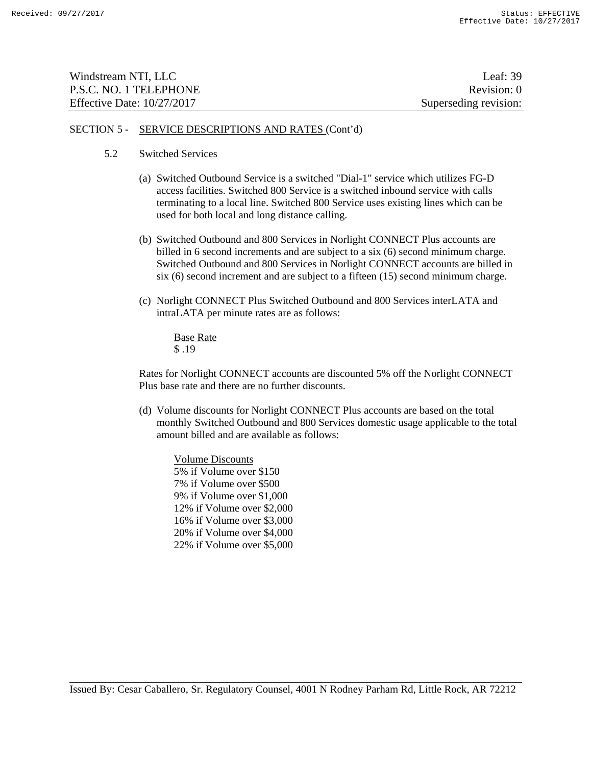SECTION 5 - SERVICE DESCRIPTIONS AND RATES (Cont'd)

5.2 Switched Services

(a) Switched Outbound Service is a switched "Dial-1" service which utilizes FG-D access facilities. Switched 800 Service is a switched inbound service with calls terminating to a local line. Switched 800 Service uses existing lines which can be used for both local and long distance calling.

(b) Switched Outbound and 800 Services in Norlight CONNECT Plus accounts are billed in 6 second increments and are subject to a six (6) second minimum charge. Switched Outbound and 800 Services in Norlight CONNECT accounts are billed in six (6) second increment and are subject to a fifteen (15) second minimum charge.

(c) Norlight CONNECT Plus Switched Outbound and 800 Services interLATA and intraLATA per minute rates are as follows:

Base Rate
$ .19

Rates for Norlight CONNECT accounts are discounted 5% off the Norlight CONNECT Plus base rate and there are no further discounts.

(d) Volume discounts for Norlight CONNECT Plus accounts are based on the total monthly Switched Outbound and 800 Services domestic usage applicable to the total amount billed and are available as follows:

Volume Discounts
5% if Volume over $150
7% if Volume over $500
9% if Volume over $1,000
12% if Volume over $2,000
16% if Volume over $3,000
20% if Volume over $4,000
22% if Volume over $5,000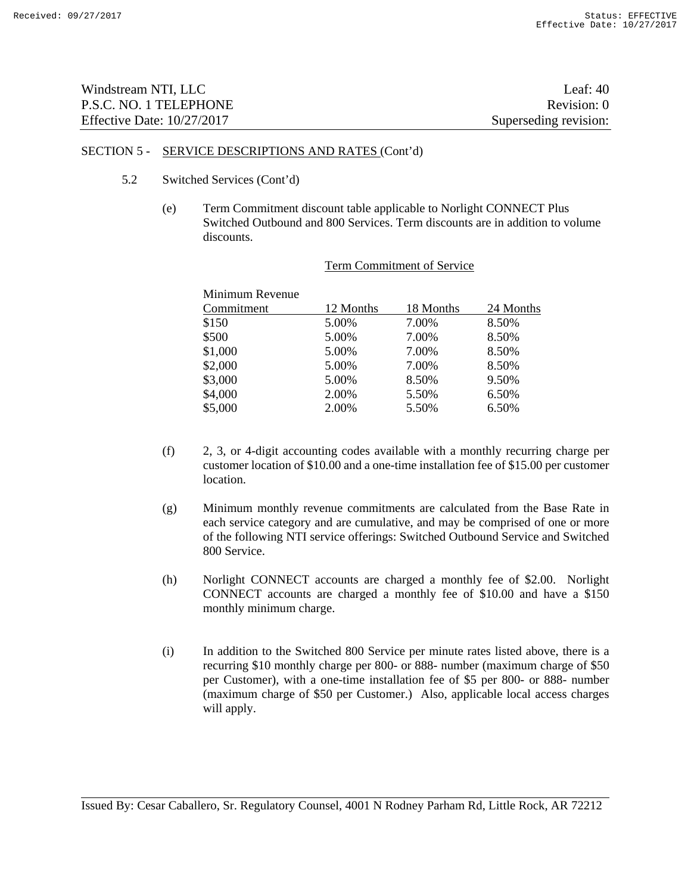SECTION 5 - SERVICE DESCRIPTIONS AND RATES (Cont'd)

5.2 Switched Services (Cont'd)

(e) Term Commitment discount table applicable to Norlight CONNECT Plus Switched Outbound and 800 Services. Term discounts are in addition to volume discounts.

| | Term Commitment of Service | | |
|---|---|---|---|
| Minimum Revenue Commitment | 12 Months | 18 Months | 24 Months |
| $150 | 5.00% | 7.00% | 8.50% |
| $500 | 5.00% | 7.00% | 8.50% |
| $1,000 | 5.00% | 7.00% | 8.50% |
| $2,000 | 5.00% | 7.00% | 8.50% |
| $3,000 | 5.00% | 8.50% | 9.50% |
| $4,000 | 2.00% | 5.50% | 6.50% |
| $5,000 | 2.00% | 5.50% | 6.50% |

(f) 2, 3, or 4-digit accounting codes available with a monthly recurring charge per customer location of $10.00 and a one-time installation fee of $15.00 per customer location.

(g) Minimum monthly revenue commitments are calculated from the Base Rate in each service category and are cumulative, and may be comprised of one or more of the following NTI service offerings: Switched Outbound Service and Switched 800 Service.

(h) Norlight CONNECT accounts are charged a monthly fee of $2.00. Norlight CONNECT accounts are charged a monthly fee of $10.00 and have a $150 monthly minimum charge.

(i) In addition to the Switched 800 Service per minute rates listed above, there is a recurring $10 monthly charge per 800- or 888- number (maximum charge of $50 per Customer), with a one-time installation fee of $5 per 800- or 888- number (maximum charge of $50 per Customer.) Also, applicable local access charges will apply.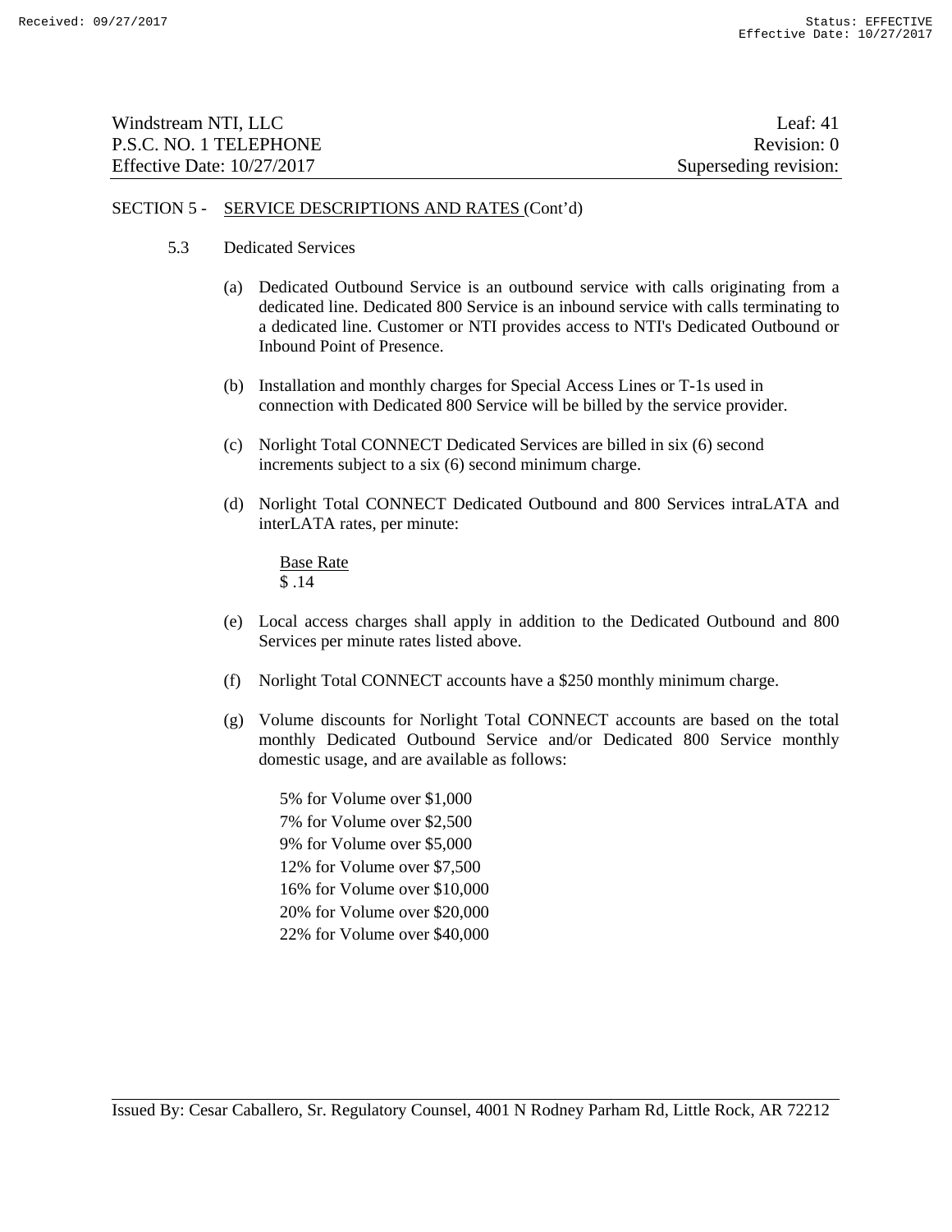SECTION 5 - SERVICE DESCRIPTIONS AND RATES (Cont'd)

5.3 Dedicated Services

(a) Dedicated Outbound Service is an outbound service with calls originating from a dedicated line. Dedicated 800 Service is an inbound service with calls terminating to a dedicated line. Customer or NTI provides access to NTI's Dedicated Outbound or Inbound Point of Presence.

(b) Installation and monthly charges for Special Access Lines or T-1s used in connection with Dedicated 800 Service will be billed by the service provider.

(c) Norlight Total CONNECT Dedicated Services are billed in six (6) second increments subject to a six (6) second minimum charge.

(d) Norlight Total CONNECT Dedicated Outbound and 800 Services intraLATA and interLATA rates, per minute:

Base Rate
$ .14

(e) Local access charges shall apply in addition to the Dedicated Outbound and 800 Services per minute rates listed above.

(f) Norlight Total CONNECT accounts have a $250 monthly minimum charge.

(g) Volume discounts for Norlight Total CONNECT accounts are based on the total monthly Dedicated Outbound Service and/or Dedicated 800 Service monthly domestic usage, and are available as follows:

5% for Volume over $1,000
7% for Volume over $2,500
9% for Volume over $5,000
12% for Volume over $7,500
16% for Volume over $10,000
20% for Volume over $20,000
22% for Volume over $40,000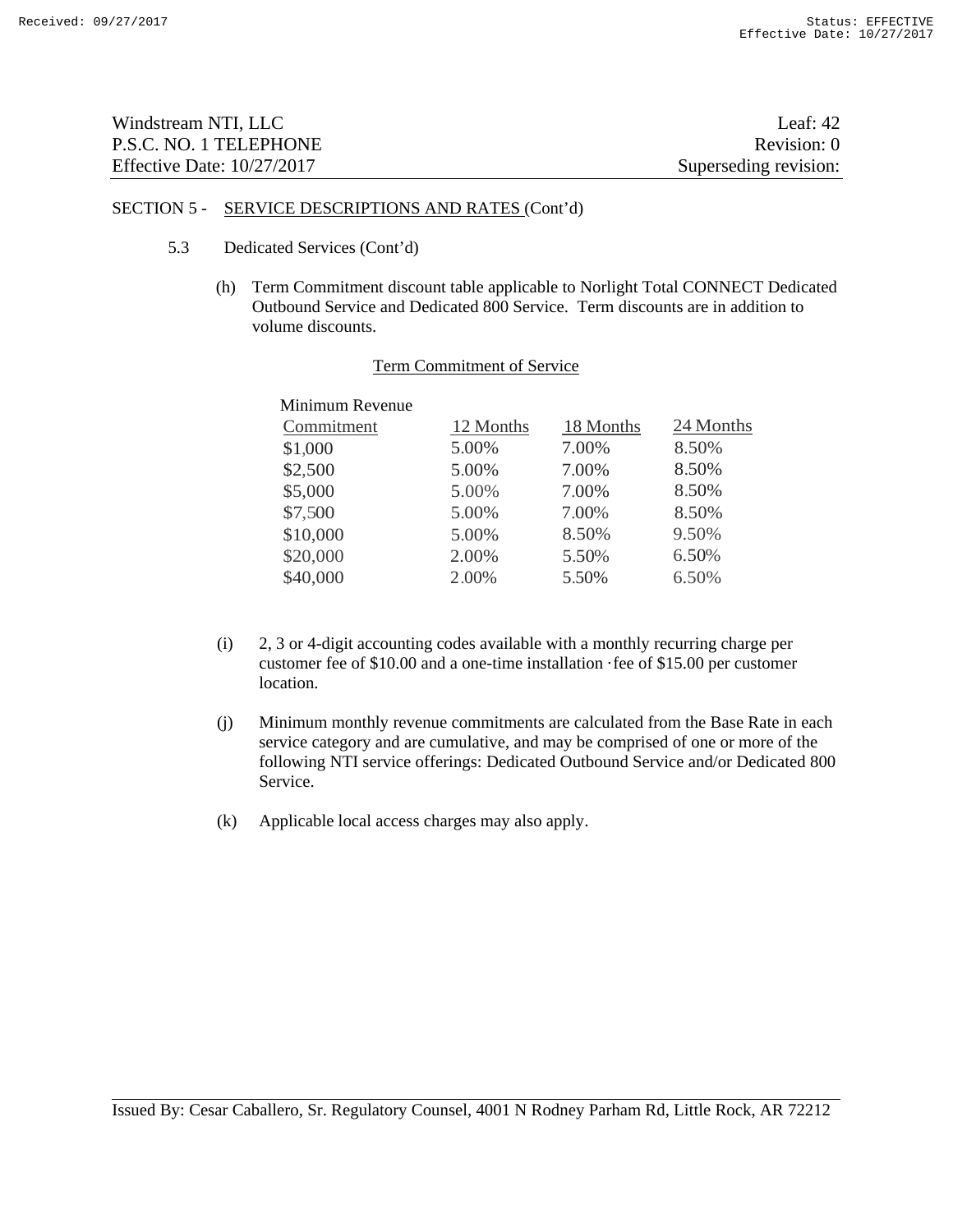Windstream NTI, LLC
P.S.C. NO. 1 TELEPHONE
Effective Date: 10/27/2017

Leaf: 42
Revision: 0
Superseding revision:

SECTION 5 - SERVICE DESCRIPTIONS AND RATES (Cont'd)

5.3 Dedicated Services (Cont'd)

(h) Term Commitment discount table applicable to Norlight Total CONNECT Dedicated Outbound Service and Dedicated 800 Service. Term discounts are in addition to volume discounts.

Term Commitment of Service

| Minimum Revenue Commitment | 12 Months | 18 Months | 24 Months |
|---|---|---|---|
| $1,000 | 5.00% | 7.00% | 8.50% |
| $2,500 | 5.00% | 7.00% | 8.50% |
| $5,000 | 5.00% | 7.00% | 8.50% |
| $7,500 | 5.00% | 7.00% | 8.50% |
| $10,000 | 5.00% | 8.50% | 9.50% |
| $20,000 | 2.00% | 5.50% | 6.50% |
| $40,000 | 2.00% | 5.50% | 6.50% |

(i) 2, 3 or 4-digit accounting codes available with a monthly recurring charge per customer fee of $10.00 and a one-time installation ·fee of $15.00 per customer location.

(j) Minimum monthly revenue commitments are calculated from the Base Rate in each service category and are cumulative, and may be comprised of one or more of the following NTI service offerings: Dedicated Outbound Service and/or Dedicated 800 Service.

(k) Applicable local access charges may also apply.

Issued By: Cesar Caballero, Sr. Regulatory Counsel, 4001 N Rodney Parham Rd, Little Rock, AR 72212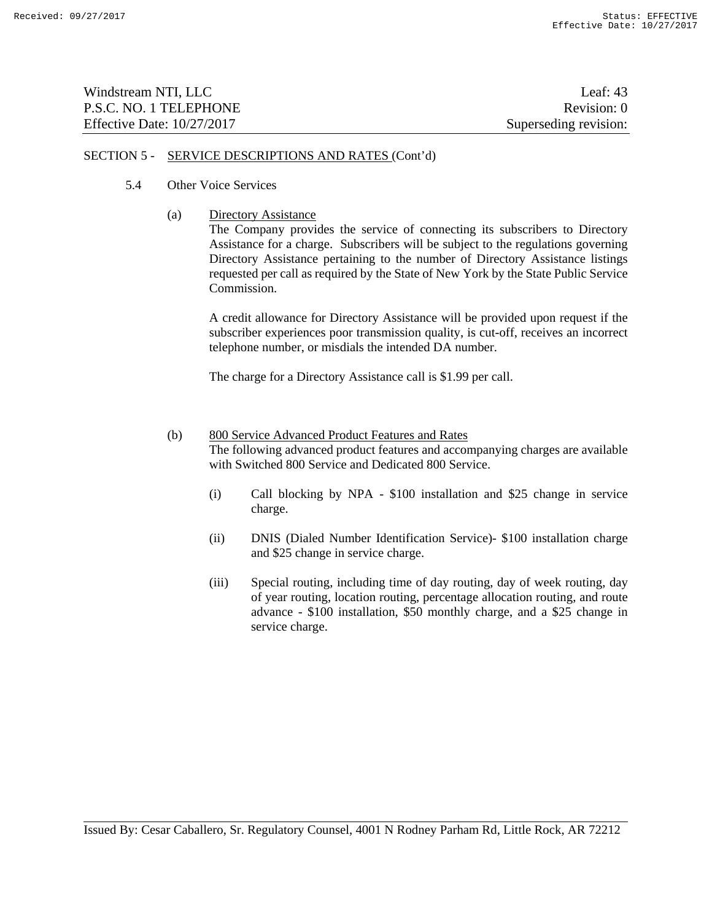SECTION 5 - SERVICE DESCRIPTIONS AND RATES (Cont'd)

5.4 Other Voice Services

(a) Directory Assistance

The Company provides the service of connecting its subscribers to Directory Assistance for a charge. Subscribers will be subject to the regulations governing Directory Assistance pertaining to the number of Directory Assistance listings requested per call as required by the State of New York by the State Public Service Commission.

A credit allowance for Directory Assistance will be provided upon request if the subscriber experiences poor transmission quality, is cut-off, receives an incorrect telephone number, or misdials the intended DA number.

The charge for a Directory Assistance call is $1.99 per call.

(b) 800 Service Advanced Product Features and Rates

The following advanced product features and accompanying charges are available with Switched 800 Service and Dedicated 800 Service.

(i) Call blocking by NPA - $100 installation and $25 change in service charge.

(ii) DNIS (Dialed Number Identification Service)- $100 installation charge and $25 change in service charge.

(iii) Special routing, including time of day routing, day of week routing, day of year routing, location routing, percentage allocation routing, and route advance - $100 installation, $50 monthly charge, and a $25 change in service charge.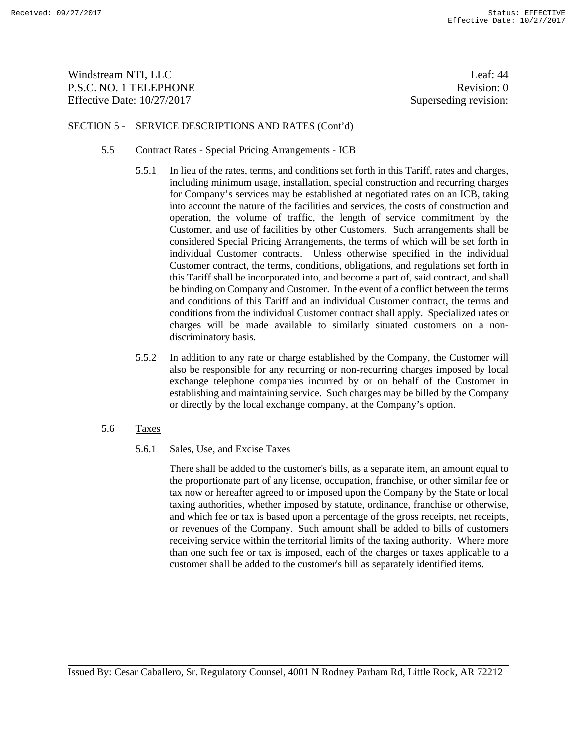SECTION 5 - SERVICE DESCRIPTIONS AND RATES (Cont'd)

## 5.5 Contract Rates - Special Pricing Arrangements - ICB

5.5.1 In lieu of the rates, terms, and conditions set forth in this Tariff, rates and charges, including minimum usage, installation, special construction and recurring charges for Company's services may be established at negotiated rates on an ICB, taking into account the nature of the facilities and services, the costs of construction and operation, the volume of traffic, the length of service commitment by the Customer, and use of facilities by other Customers. Such arrangements shall be considered Special Pricing Arrangements, the terms of which will be set forth in individual Customer contracts. Unless otherwise specified in the individual Customer contract, the terms, conditions, obligations, and regulations set forth in this Tariff shall be incorporated into, and become a part of, said contract, and shall be binding on Company and Customer. In the event of a conflict between the terms and conditions of this Tariff and an individual Customer contract, the terms and conditions from the individual Customer contract shall apply. Specialized rates or charges will be made available to similarly situated customers on a non-discriminatory basis.

5.5.2 In addition to any rate or charge established by the Company, the Customer will also be responsible for any recurring or non-recurring charges imposed by local exchange telephone companies incurred by or on behalf of the Customer in establishing and maintaining service. Such charges may be billed by the Company or directly by the local exchange company, at the Company's option.

## 5.6 Taxes

### 5.6.1 Sales, Use, and Excise Taxes

There shall be added to the customer's bills, as a separate item, an amount equal to the proportionate part of any license, occupation, franchise, or other similar fee or tax now or hereafter agreed to or imposed upon the Company by the State or local taxing authorities, whether imposed by statute, ordinance, franchise or otherwise, and which fee or tax is based upon a percentage of the gross receipts, net receipts, or revenues of the Company. Such amount shall be added to bills of customers receiving service within the territorial limits of the taxing authority. Where more than one such fee or tax is imposed, each of the charges or taxes applicable to a customer shall be added to the customer's bill as separately identified items.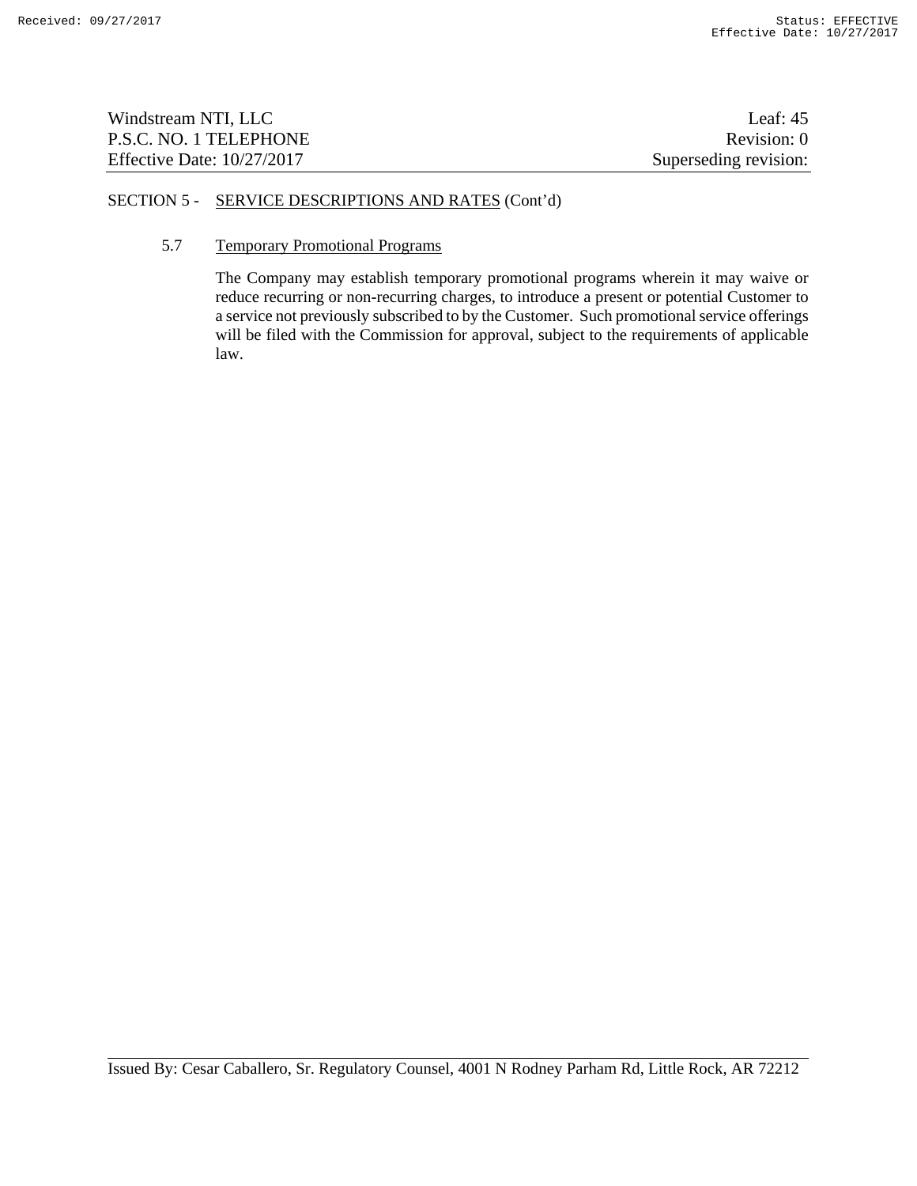## SECTION 5 - SERVICE DESCRIPTIONS AND RATES (Cont'd)

### 5.7 Temporary Promotional Programs

The Company may establish temporary promotional programs wherein it may waive or reduce recurring or non-recurring charges, to introduce a present or potential Customer to a service not previously subscribed to by the Customer. Such promotional service offerings will be filed with the Commission for approval, subject to the requirements of applicable law.